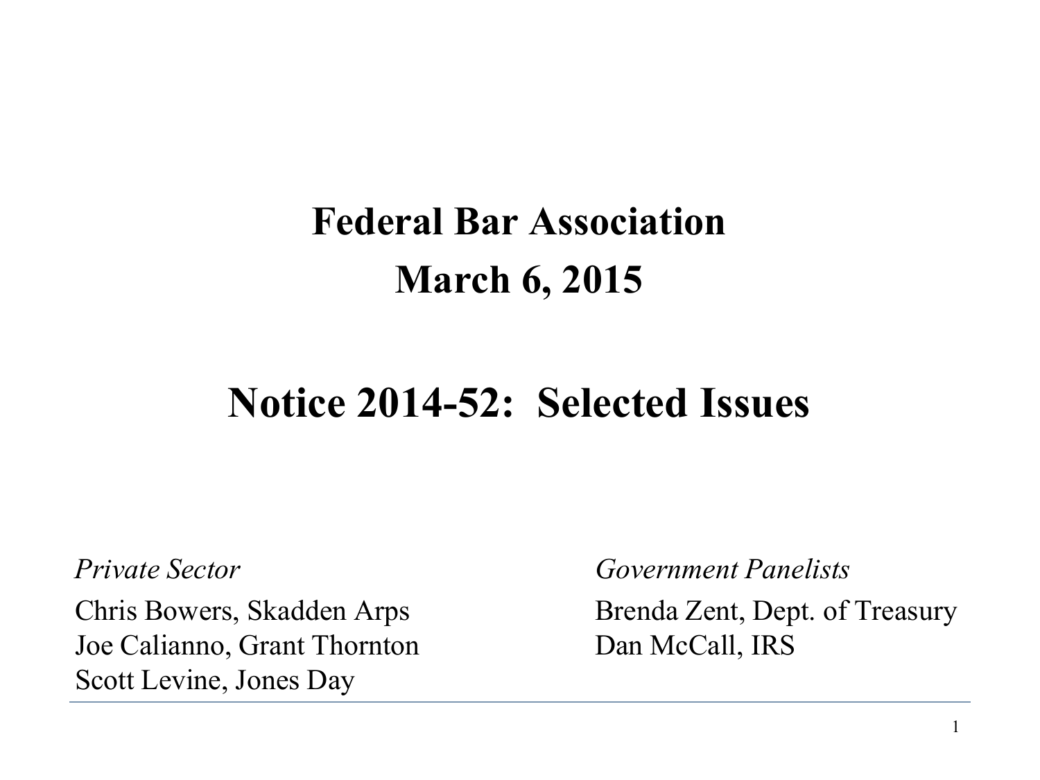# Federal Bar Association

## March 6, 2015

## Notice 2014-52: Selected Issues

*Private Sector*

Chris Bowers, Skadden Arps
Joe Calianno, Grant Thornton
Scott Levine, Jones Day

*Government Panelists*

Brenda Zent, Dept. of Treasury
Dan McCall, IRS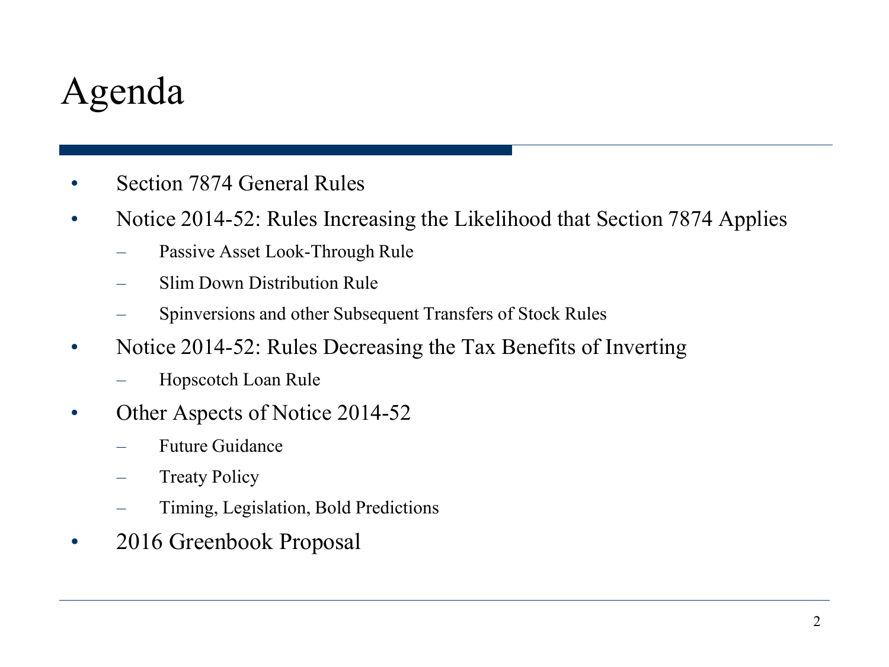# Agenda

- Section 7874 General Rules
- Notice 2014-52: Rules Increasing the Likelihood that Section 7874 Applies
  - Passive Asset Look-Through Rule
  - Slim Down Distribution Rule
  - Spinversions and other Subsequent Transfers of Stock Rules
- Notice 2014-52: Rules Decreasing the Tax Benefits of Inverting
  - Hopscotch Loan Rule
- Other Aspects of Notice 2014-52
  - Future Guidance
  - Treaty Policy
  - Timing, Legislation, Bold Predictions
- 2016 Greenbook Proposal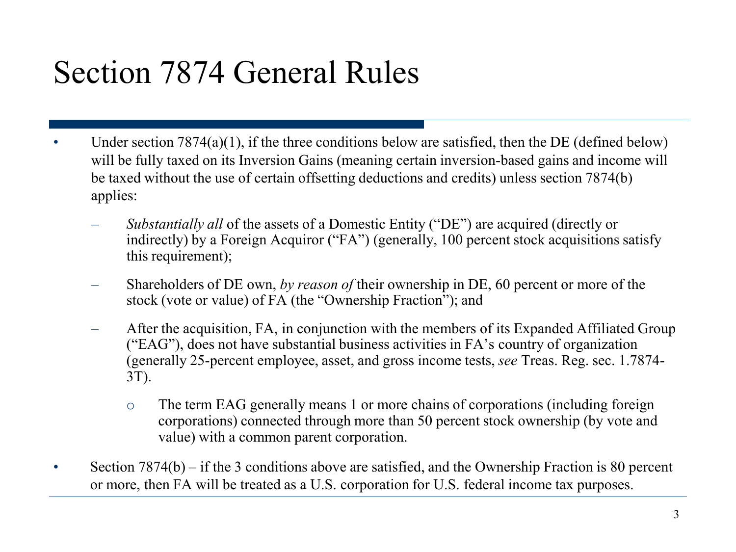# Section 7874 General Rules

- Under section 7874(a)(1), if the three conditions below are satisfied, then the DE (defined below) will be fully taxed on its Inversion Gains (meaning certain inversion-based gains and income will be taxed without the use of certain offsetting deductions and credits) unless section 7874(b) applies:
  - *Substantially all* of the assets of a Domestic Entity ("DE") are acquired (directly or indirectly) by a Foreign Acquiror ("FA") (generally, 100 percent stock acquisitions satisfy this requirement);
  - Shareholders of DE own, *by reason of* their ownership in DE, 60 percent or more of the stock (vote or value) of FA (the "Ownership Fraction"); and
  - After the acquisition, FA, in conjunction with the members of its Expanded Affiliated Group ("EAG"), does not have substantial business activities in FA's country of organization (generally 25-percent employee, asset, and gross income tests, *see* Treas. Reg. sec. 1.7874-3T).
    - The term EAG generally means 1 or more chains of corporations (including foreign corporations) connected through more than 50 percent stock ownership (by vote and value) with a common parent corporation.
- Section 7874(b) – if the 3 conditions above are satisfied, and the Ownership Fraction is 80 percent or more, then FA will be treated as a U.S. corporation for U.S. federal income tax purposes.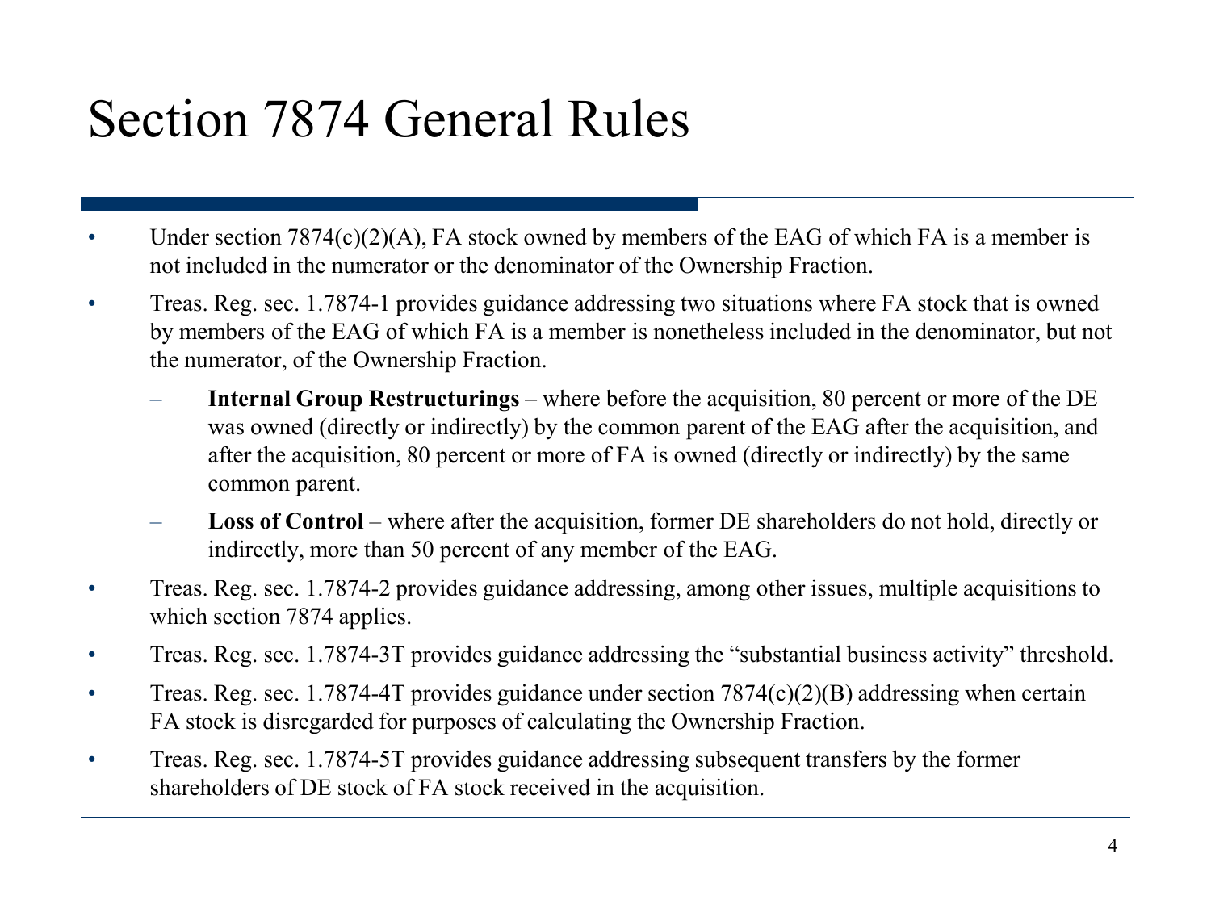# Section 7874 General Rules

- Under section 7874(c)(2)(A), FA stock owned by members of the EAG of which FA is a member is not included in the numerator or the denominator of the Ownership Fraction.
- Treas. Reg. sec. 1.7874-1 provides guidance addressing two situations where FA stock that is owned by members of the EAG of which FA is a member is nonetheless included in the denominator, but not the numerator, of the Ownership Fraction.
  - **Internal Group Restructurings** – where before the acquisition, 80 percent or more of the DE was owned (directly or indirectly) by the common parent of the EAG after the acquisition, and after the acquisition, 80 percent or more of FA is owned (directly or indirectly) by the same common parent.
  - **Loss of Control** – where after the acquisition, former DE shareholders do not hold, directly or indirectly, more than 50 percent of any member of the EAG.
- Treas. Reg. sec. 1.7874-2 provides guidance addressing, among other issues, multiple acquisitions to which section 7874 applies.
- Treas. Reg. sec. 1.7874-3T provides guidance addressing the "substantial business activity" threshold.
- Treas. Reg. sec. 1.7874-4T provides guidance under section 7874(c)(2)(B) addressing when certain FA stock is disregarded for purposes of calculating the Ownership Fraction.
- Treas. Reg. sec. 1.7874-5T provides guidance addressing subsequent transfers by the former shareholders of DE stock of FA stock received in the acquisition.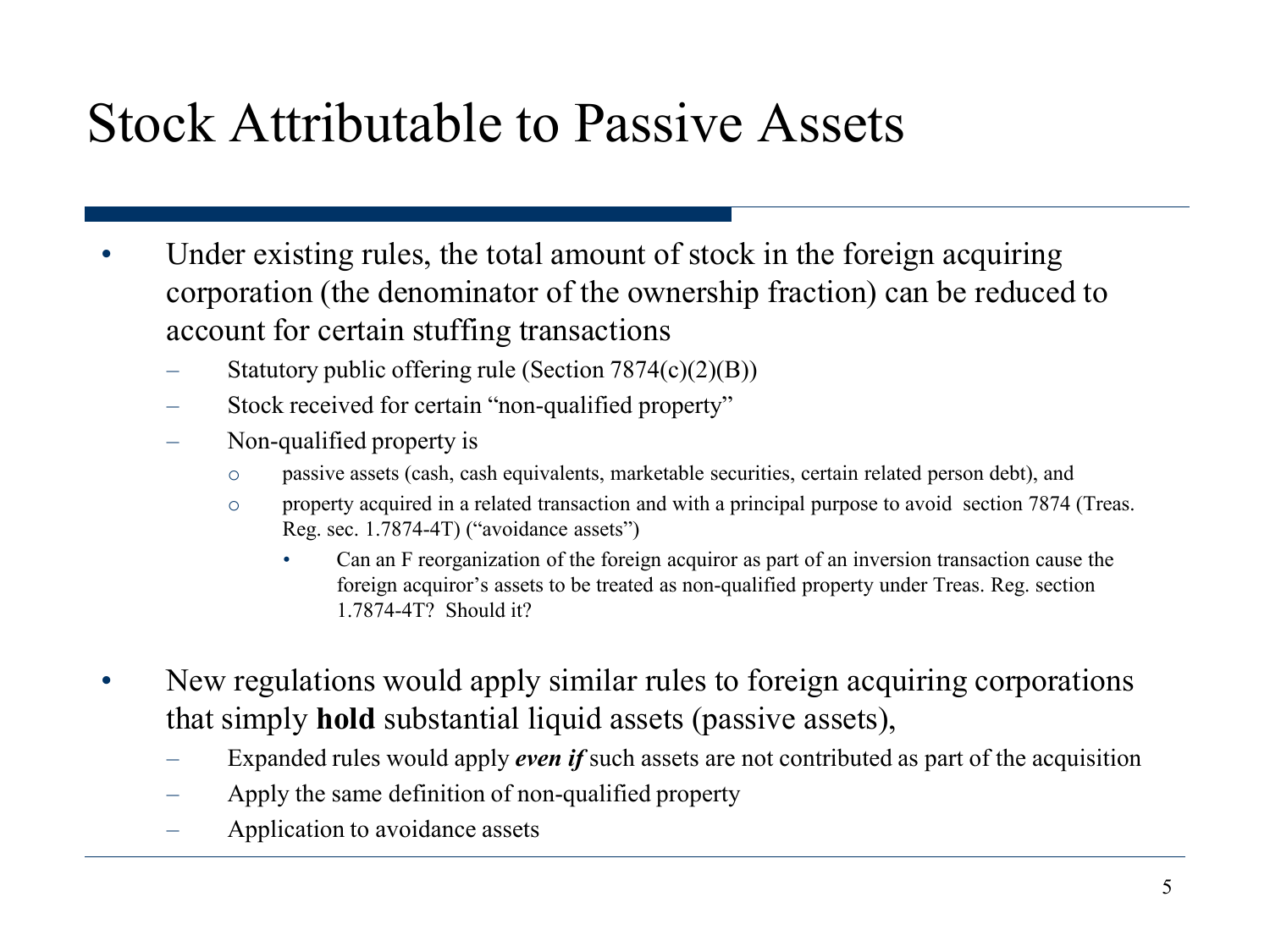# Stock Attributable to Passive Assets

- Under existing rules, the total amount of stock in the foreign acquiring corporation (the denominator of the ownership fraction) can be reduced to account for certain stuffing transactions
  - Statutory public offering rule (Section 7874(c)(2)(B))
  - Stock received for certain "non-qualified property"
  - Non-qualified property is
    - passive assets (cash, cash equivalents, marketable securities, certain related person debt), and
    - property acquired in a related transaction and with a principal purpose to avoid section 7874 (Treas. Reg. sec. 1.7874-4T) ("avoidance assets")
      - Can an F reorganization of the foreign acquiror as part of an inversion transaction cause the foreign acquiror's assets to be treated as non-qualified property under Treas. Reg. section 1.7874-4T? Should it?

- New regulations would apply similar rules to foreign acquiring corporations that simply **hold** substantial liquid assets (passive assets),
  - Expanded rules would apply ***even if*** such assets are not contributed as part of the acquisition
  - Apply the same definition of non-qualified property
  - Application to avoidance assets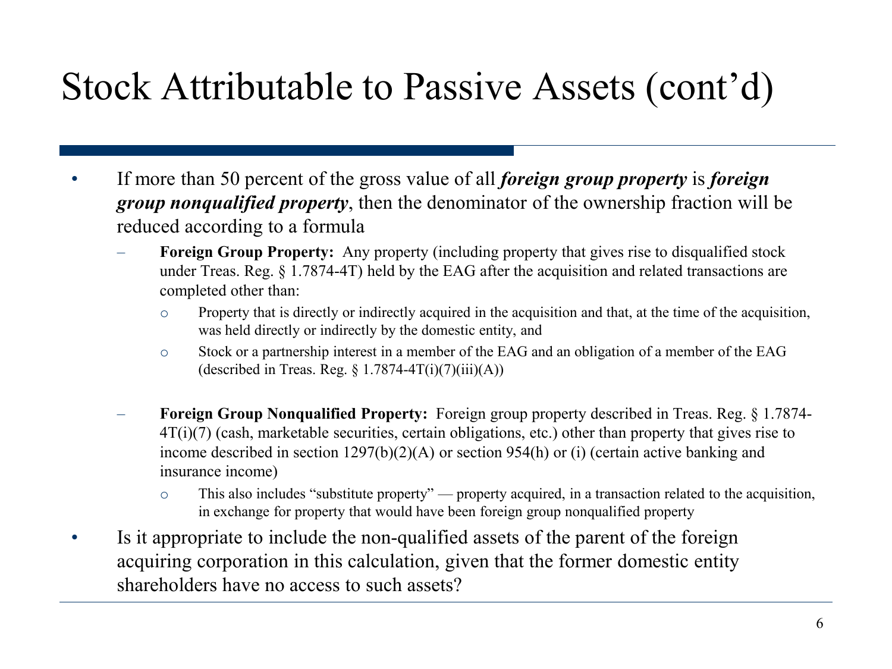# Stock Attributable to Passive Assets (cont'd)

- If more than 50 percent of the gross value of all ***foreign group property*** is ***foreign group nonqualified property***, then the denominator of the ownership fraction will be reduced according to a formula
  - **Foreign Group Property:** Any property (including property that gives rise to disqualified stock under Treas. Reg. § 1.7874-4T) held by the EAG after the acquisition and related transactions are completed other than:
    - Property that is directly or indirectly acquired in the acquisition and that, at the time of the acquisition, was held directly or indirectly by the domestic entity, and
    - Stock or a partnership interest in a member of the EAG and an obligation of a member of the EAG (described in Treas. Reg. § 1.7874-4T(i)(7)(iii)(A))
  - **Foreign Group Nonqualified Property:** Foreign group property described in Treas. Reg. § 1.7874-4T(i)(7) (cash, marketable securities, certain obligations, etc.) other than property that gives rise to income described in section 1297(b)(2)(A) or section 954(h) or (i) (certain active banking and insurance income)
    - This also includes "substitute property" — property acquired, in a transaction related to the acquisition, in exchange for property that would have been foreign group nonqualified property
- Is it appropriate to include the non-qualified assets of the parent of the foreign acquiring corporation in this calculation, given that the former domestic entity shareholders have no access to such assets?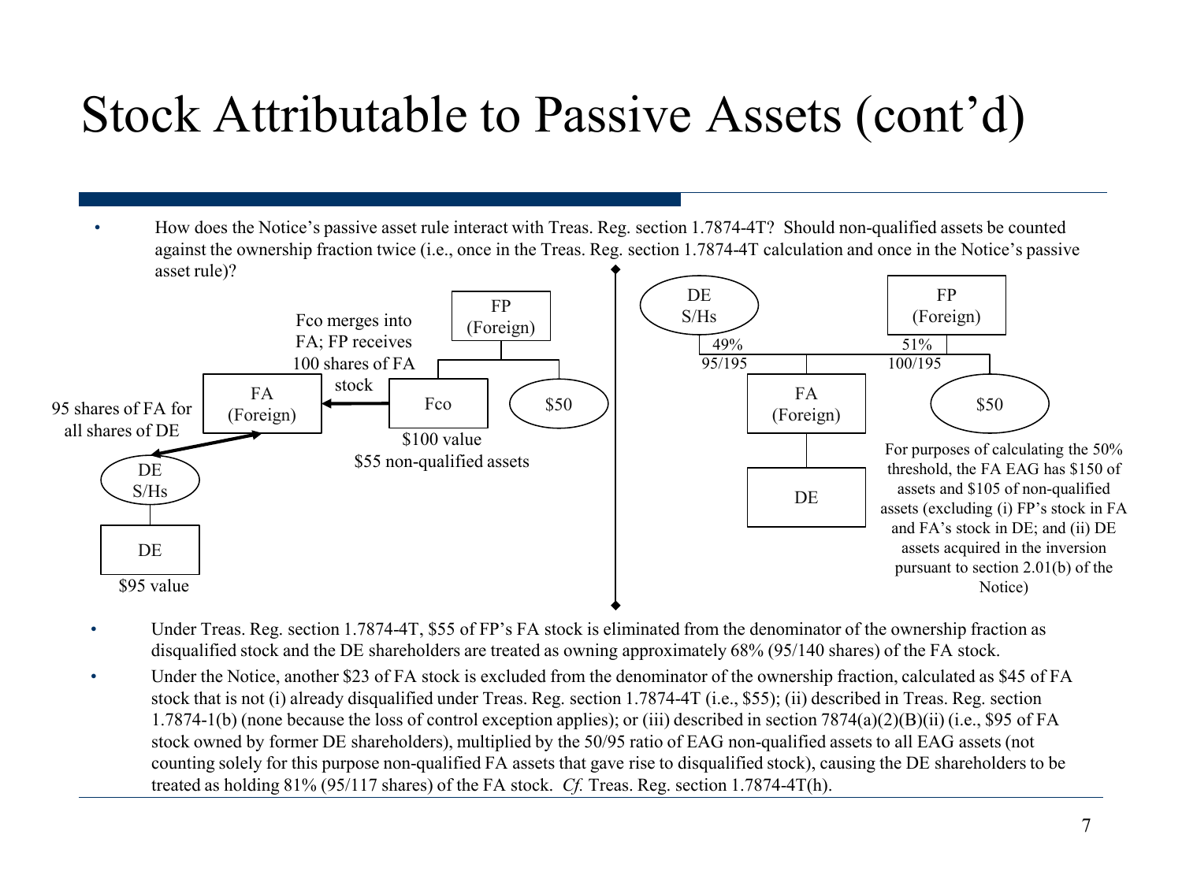# Stock Attributable to Passive Assets (cont'd)

- How does the Notice's passive asset rule interact with Treas. Reg. section 1.7874-4T? Should non-qualified assets be counted against the ownership fraction twice (i.e., once in the Treas. Reg. section 1.7874-4T calculation and once in the Notice's passive asset rule)?

FP (Foreign)

Fco merges into FA; FP receives 100 shares of FA stock

FA (Foreign)

Fco

$50

95 shares of FA for all shares of DE

$100 value
$55 non-qualified assets

DE S/Hs

DE

$95 value

DE S/Hs

FP (Foreign)

49%
95/195

51%
100/195

FA (Foreign)

$50

DE

For purposes of calculating the 50% threshold, the FA EAG has $150 of assets and $105 of non-qualified assets (excluding (i) FP's stock in FA and FA's stock in DE; and (ii) DE assets acquired in the inversion pursuant to section 2.01(b) of the Notice)

- Under Treas. Reg. section 1.7874-4T, $55 of FP's FA stock is eliminated from the denominator of the ownership fraction as disqualified stock and the DE shareholders are treated as owning approximately 68% (95/140 shares) of the FA stock.
- Under the Notice, another $23 of FA stock is excluded from the denominator of the ownership fraction, calculated as $45 of FA stock that is not (i) already disqualified under Treas. Reg. section 1.7874-4T (i.e., $55); (ii) described in Treas. Reg. section 1.7874-1(b) (none because the loss of control exception applies); or (iii) described in section 7874(a)(2)(B)(ii) (i.e., $95 of FA stock owned by former DE shareholders), multiplied by the 50/95 ratio of EAG non-qualified assets to all EAG assets (not counting solely for this purpose non-qualified FA assets that gave rise to disqualified stock), causing the DE shareholders to be treated as holding 81% (95/117 shares) of the FA stock. *Cf.* Treas. Reg. section 1.7874-4T(h).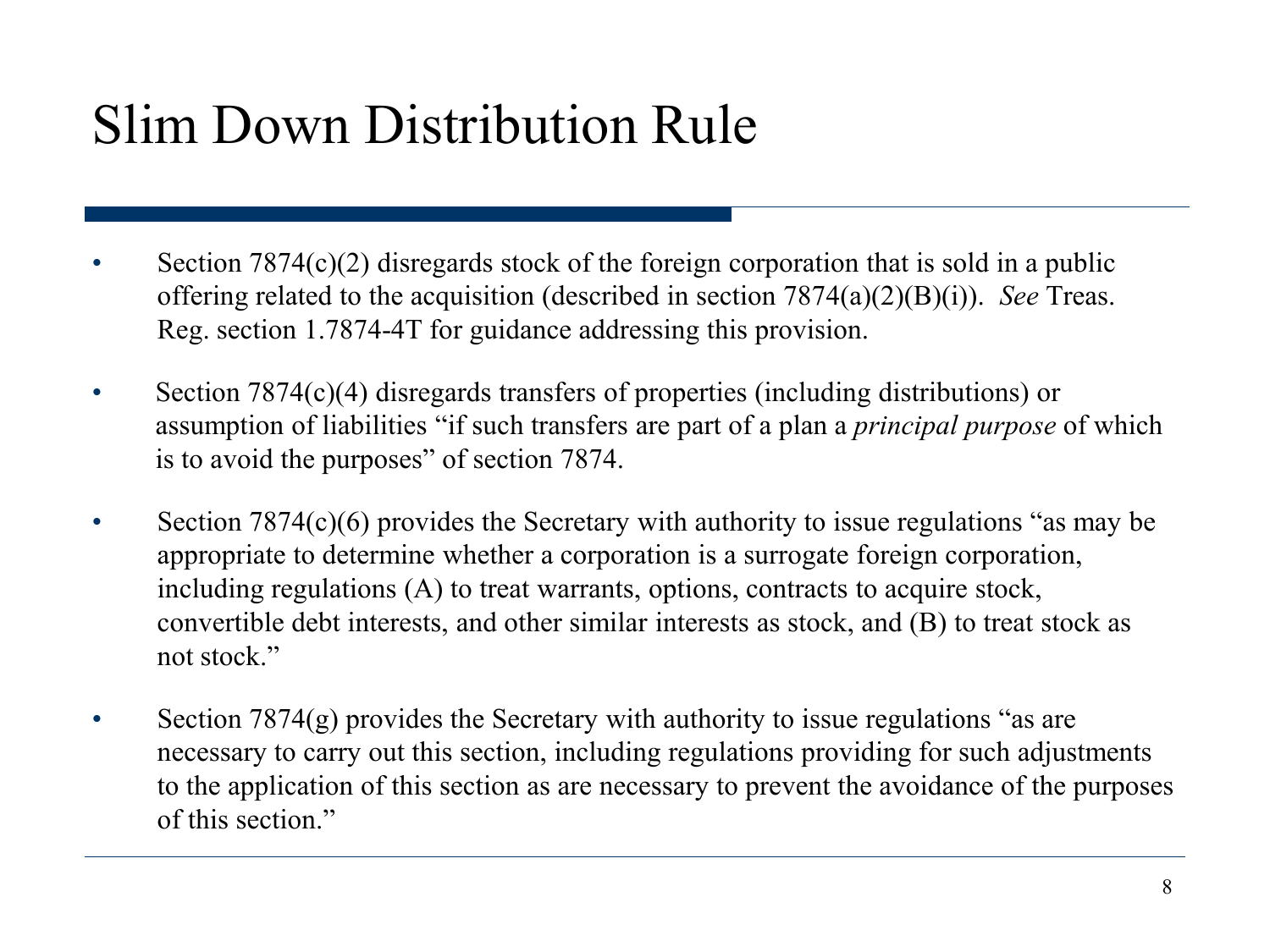# Slim Down Distribution Rule

- Section 7874(c)(2) disregards stock of the foreign corporation that is sold in a public offering related to the acquisition (described in section 7874(a)(2)(B)(i)). *See* Treas. Reg. section 1.7874-4T for guidance addressing this provision.

- Section 7874(c)(4) disregards transfers of properties (including distributions) or assumption of liabilities "if such transfers are part of a plan a *principal purpose* of which is to avoid the purposes" of section 7874.

- Section 7874(c)(6) provides the Secretary with authority to issue regulations "as may be appropriate to determine whether a corporation is a surrogate foreign corporation, including regulations (A) to treat warrants, options, contracts to acquire stock, convertible debt interests, and other similar interests as stock, and (B) to treat stock as not stock."

- Section 7874(g) provides the Secretary with authority to issue regulations "as are necessary to carry out this section, including regulations providing for such adjustments to the application of this section as are necessary to prevent the avoidance of the purposes of this section."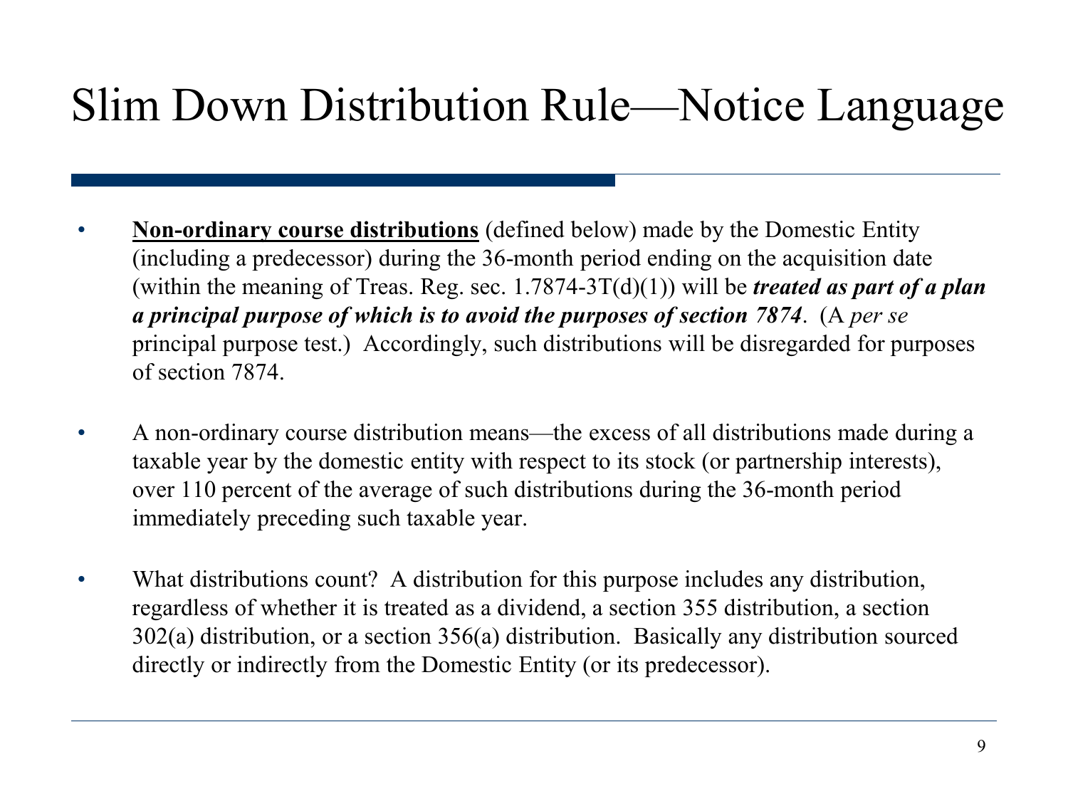# Slim Down Distribution Rule—Notice Language

- **Non-ordinary course distributions** (defined below) made by the Domestic Entity (including a predecessor) during the 36-month period ending on the acquisition date (within the meaning of Treas. Reg. sec. 1.7874-3T(d)(1)) will be ***treated as part of a plan a principal purpose of which is to avoid the purposes of section 7874***. (A *per se* principal purpose test.) Accordingly, such distributions will be disregarded for purposes of section 7874.

- A non-ordinary course distribution means—the excess of all distributions made during a taxable year by the domestic entity with respect to its stock (or partnership interests), over 110 percent of the average of such distributions during the 36-month period immediately preceding such taxable year.

- What distributions count? A distribution for this purpose includes any distribution, regardless of whether it is treated as a dividend, a section 355 distribution, a section 302(a) distribution, or a section 356(a) distribution. Basically any distribution sourced directly or indirectly from the Domestic Entity (or its predecessor).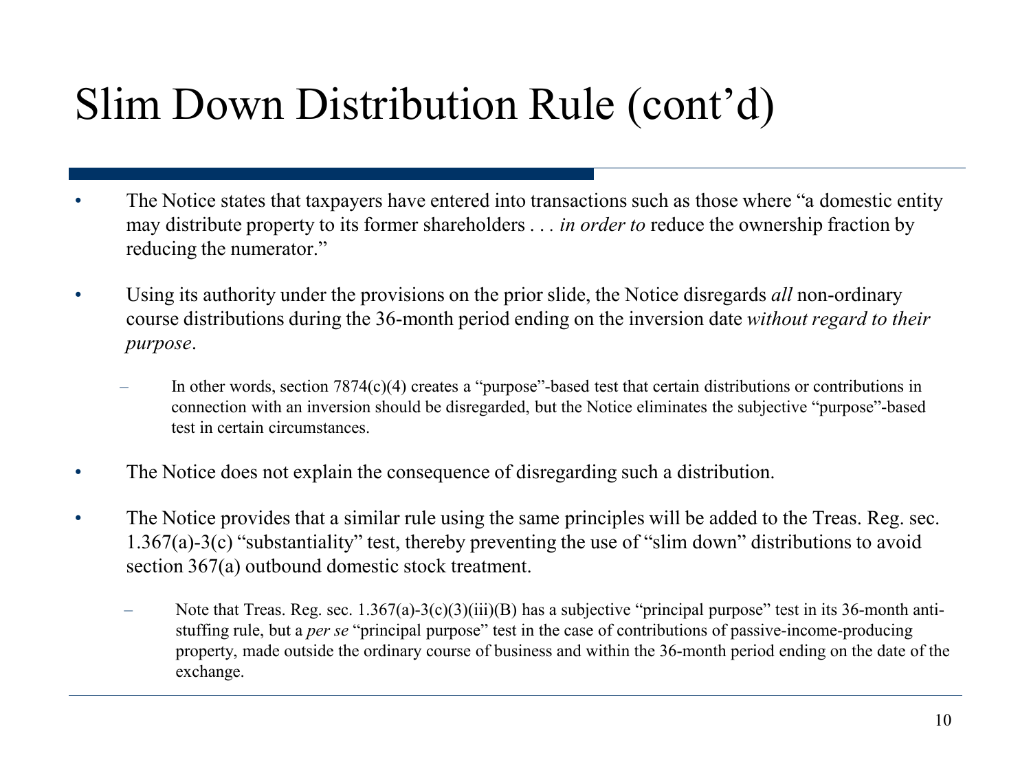# Slim Down Distribution Rule (cont'd)

- The Notice states that taxpayers have entered into transactions such as those where "a domestic entity may distribute property to its former shareholders . . . *in order to* reduce the ownership fraction by reducing the numerator."
- Using its authority under the provisions on the prior slide, the Notice disregards *all* non-ordinary course distributions during the 36-month period ending on the inversion date *without regard to their purpose*.
  - In other words, section 7874(c)(4) creates a "purpose"-based test that certain distributions or contributions in connection with an inversion should be disregarded, but the Notice eliminates the subjective "purpose"-based test in certain circumstances.
- The Notice does not explain the consequence of disregarding such a distribution.
- The Notice provides that a similar rule using the same principles will be added to the Treas. Reg. sec. 1.367(a)-3(c) "substantiality" test, thereby preventing the use of "slim down" distributions to avoid section 367(a) outbound domestic stock treatment.
  - Note that Treas. Reg. sec. 1.367(a)-3(c)(3)(iii)(B) has a subjective "principal purpose" test in its 36-month anti-stuffing rule, but a *per se* "principal purpose" test in the case of contributions of passive-income-producing property, made outside the ordinary course of business and within the 36-month period ending on the date of the exchange.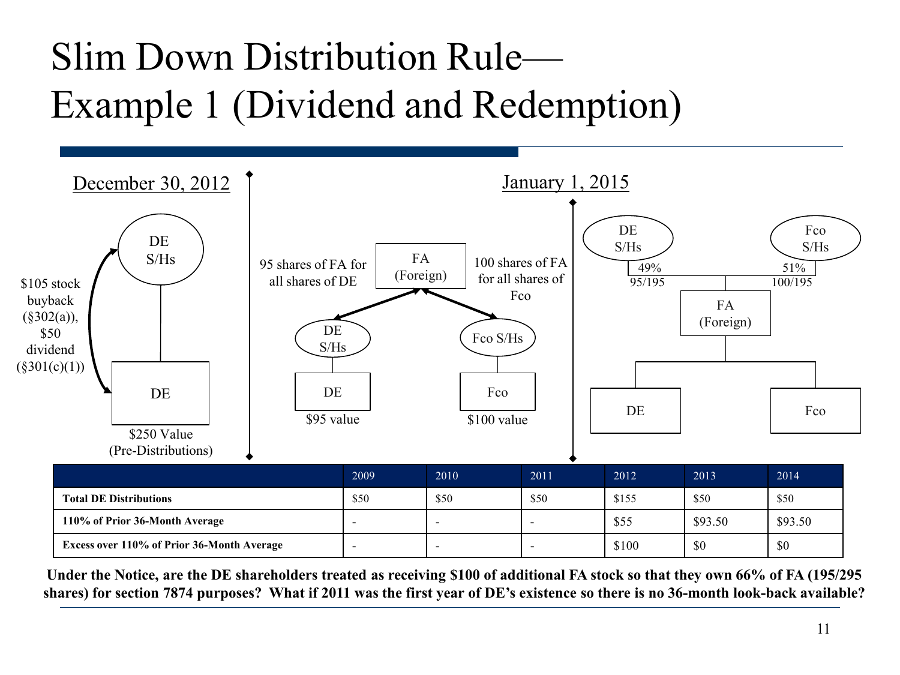# Slim Down Distribution Rule—Example 1 (Dividend and Redemption)

**December 30, 2012**

DE S/Hs

$105 stock buyback (§302(a)), $50 dividend (§301(c)(1))

DE

$250 Value (Pre-Distributions)

95 shares of FA for all shares of DE

FA (Foreign)

100 shares of FA for all shares of Fco

DE S/Hs — DE — $95 value

Fco S/Hs — Fco — $100 value

**January 1, 2015**

DE S/Hs 49% 95/195

Fco S/Hs 51% 100/195

FA (Foreign)

DE

Fco

| | 2009 | 2010 | 2011 | 2012 | 2013 | 2014 |
|---|---|---|---|---|---|---|
| **Total DE Distributions** | $50 | $50 | $50 | $155 | $50 | $50 |
| **110% of Prior 36-Month Average** | - | - | - | $55 | $93.50 | $93.50 |
| **Excess over 110% of Prior 36-Month Average** | - | - | - | $100 | $0 | $0 |

**Under the Notice, are the DE shareholders treated as receiving $100 of additional FA stock so that they own 66% of FA (195/295 shares) for section 7874 purposes? What if 2011 was the first year of DE's existence so there is no 36-month look-back available?**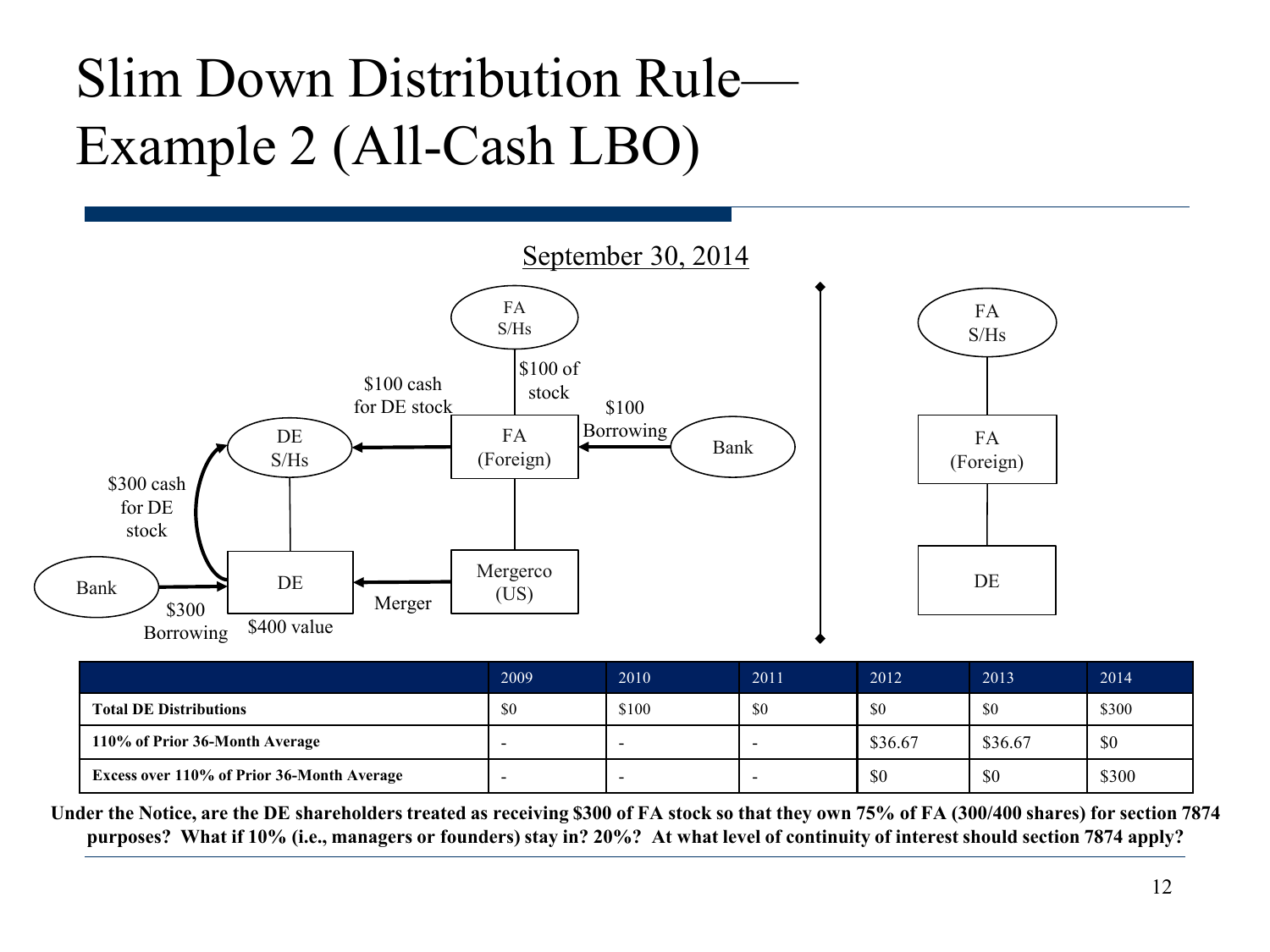# Slim Down Distribution Rule—Example 2 (All-Cash LBO)

September 30, 2014

FA S/Hs

$100 of stock

$100 cash for DE stock

$100 Borrowing

DE S/Hs

FA (Foreign)

Bank

$300 cash for DE stock

Mergerco (US)

Bank

DE

Merger

$300 Borrowing

$400 value

FA S/Hs

FA (Foreign)

DE

| | 2009 | 2010 | 2011 | 2012 | 2013 | 2014 |
|---|---|---|---|---|---|---|
| **Total DE Distributions** | $0 | $100 | $0 | $0 | $0 | $300 |
| **110% of Prior 36-Month Average** | - | - | - | $36.67 | $36.67 | $0 |
| **Excess over 110% of Prior 36-Month Average** | - | - | - | $0 | $0 | $300 |

**Under the Notice, are the DE shareholders treated as receiving $300 of FA stock so that they own 75% of FA (300/400 shares) for section 7874 purposes? What if 10% (i.e., managers or founders) stay in? 20%? At what level of continuity of interest should section 7874 apply?**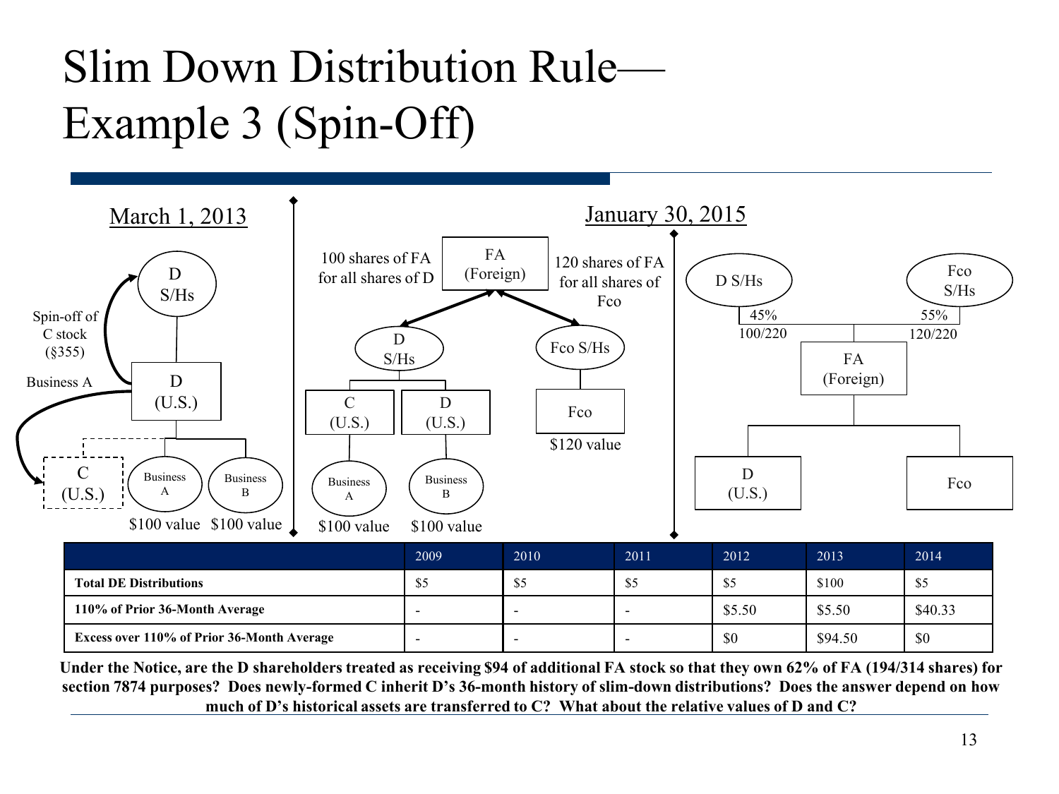# Slim Down Distribution Rule—Example 3 (Spin-Off)

**March 1, 2013**

- D S/Hs
- Spin-off of C stock (§355)
- Business A
- D (U.S.)
- C (U.S.)
- Business A — $100 value
- Business B — $100 value

---

- 100 shares of FA for all shares of D
- FA (Foreign)
- 120 shares of FA for all shares of Fco
- D S/Hs
- Fco S/Hs
- C (U.S.)
- D (U.S.)
- Fco — $120 value
- Business A — $100 value
- Business B — $100 value

---

**January 30, 2015**

- D S/Hs — 45% (100/220)
- Fco S/Hs — 55% (120/220)
- FA (Foreign)
- D (U.S.)
- Fco

| | 2009 | 2010 | 2011 | 2012 | 2013 | 2014 |
|---|---|---|---|---|---|---|
| **Total DE Distributions** | $5 | $5 | $5 | $5 | $100 | $5 |
| **110% of Prior 36-Month Average** | - | - | - | $5.50 | $5.50 | $40.33 |
| **Excess over 110% of Prior 36-Month Average** | - | - | - | $0 | $94.50 | $0 |

**Under the Notice, are the D shareholders treated as receiving $94 of additional FA stock so that they own 62% of FA (194/314 shares) for section 7874 purposes? Does newly-formed C inherit D's 36-month history of slim-down distributions? Does the answer depend on how much of D's historical assets are transferred to C? What about the relative values of D and C?**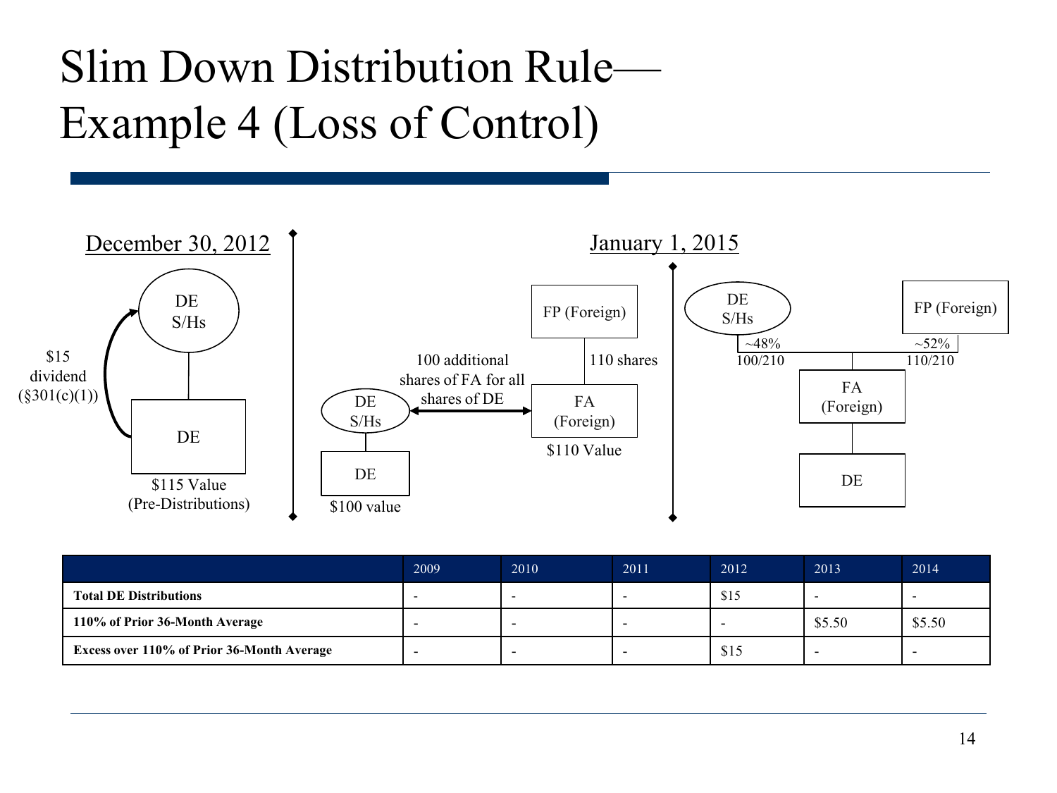# Slim Down Distribution Rule—Example 4 (Loss of Control)

December 30, 2012

DE S/Hs

$15 dividend (§301(c)(1))

DE

$115 Value (Pre-Distributions)

January 1, 2015

FP (Foreign)

110 shares

100 additional shares of FA for all shares of DE

DE S/Hs

DE

$100 value

FA (Foreign)

$110 Value

DE S/Hs

~48% 100/210

FP (Foreign)

~52% 110/210

FA (Foreign)

DE

| | 2009 | 2010 | 2011 | 2012 | 2013 | 2014 |
|---|---|---|---|---|---|---|
| **Total DE Distributions** | - | - | - | $15 | - | - |
| **110% of Prior 36-Month Average** | - | - | - | - | $5.50 | $5.50 |
| **Excess over 110% of Prior 36-Month Average** | - | - | - | $15 | - | - |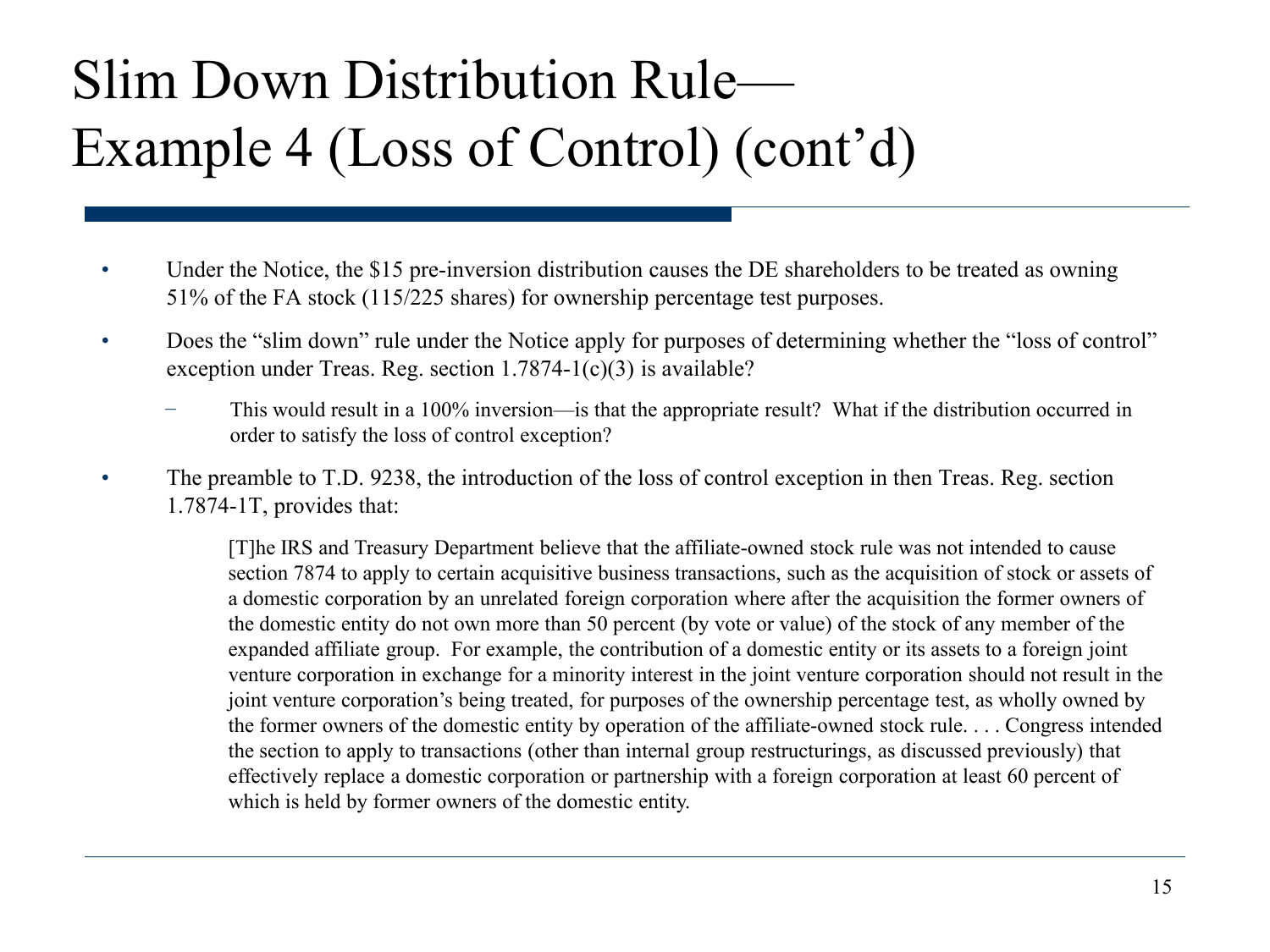# Slim Down Distribution Rule—Example 4 (Loss of Control) (cont'd)

- Under the Notice, the $15 pre-inversion distribution causes the DE shareholders to be treated as owning 51% of the FA stock (115/225 shares) for ownership percentage test purposes.
- Does the "slim down" rule under the Notice apply for purposes of determining whether the "loss of control" exception under Treas. Reg. section 1.7874-1(c)(3) is available?
  - This would result in a 100% inversion—is that the appropriate result? What if the distribution occurred in order to satisfy the loss of control exception?
- The preamble to T.D. 9238, the introduction of the loss of control exception in then Treas. Reg. section 1.7874-1T, provides that:

> [T]he IRS and Treasury Department believe that the affiliate-owned stock rule was not intended to cause section 7874 to apply to certain acquisitive business transactions, such as the acquisition of stock or assets of a domestic corporation by an unrelated foreign corporation where after the acquisition the former owners of the domestic entity do not own more than 50 percent (by vote or value) of the stock of any member of the expanded affiliate group. For example, the contribution of a domestic entity or its assets to a foreign joint venture corporation in exchange for a minority interest in the joint venture corporation should not result in the joint venture corporation's being treated, for purposes of the ownership percentage test, as wholly owned by the former owners of the domestic entity by operation of the affiliate-owned stock rule. . . . Congress intended the section to apply to transactions (other than internal group restructurings, as discussed previously) that effectively replace a domestic corporation or partnership with a foreign corporation at least 60 percent of which is held by former owners of the domestic entity.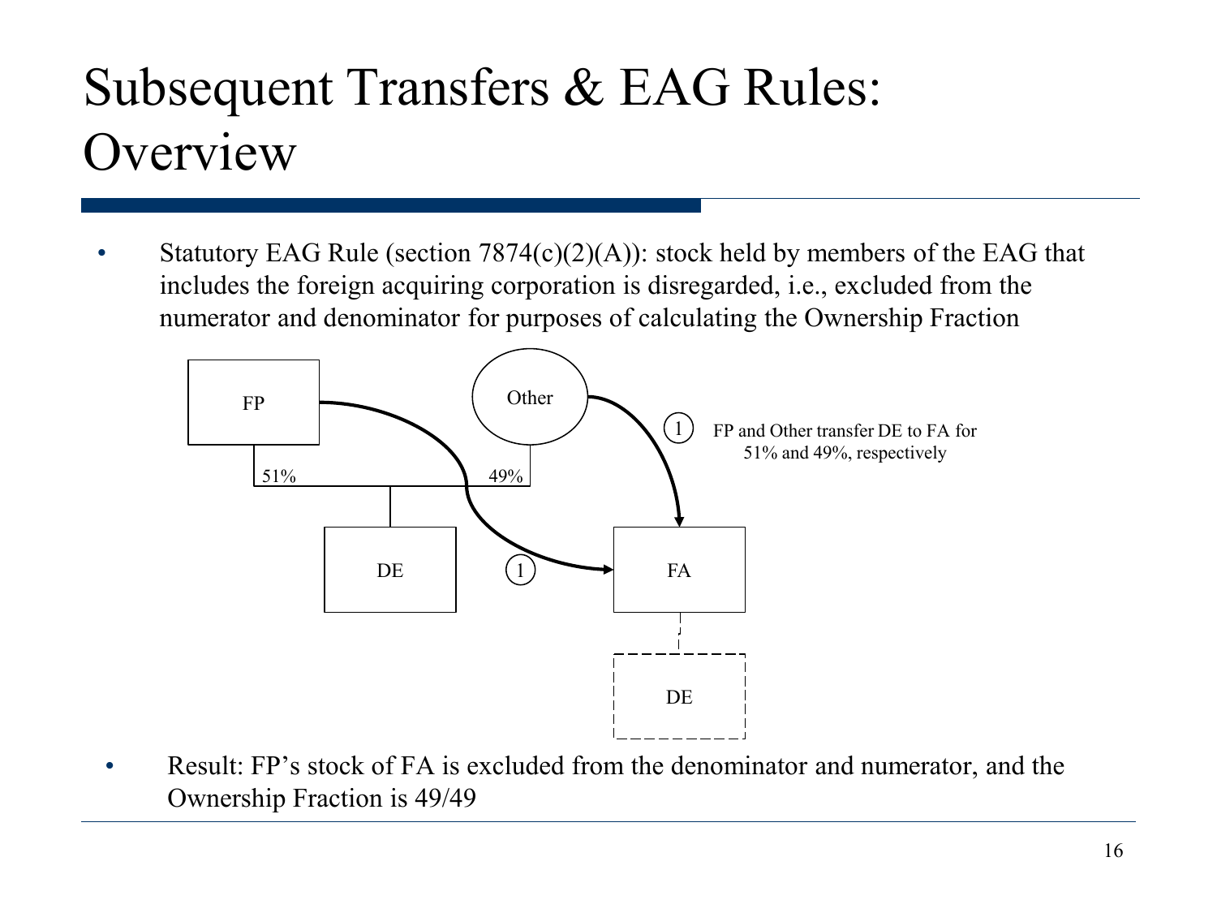# Subsequent Transfers & EAG Rules: Overview

- Statutory EAG Rule (section 7874(c)(2)(A)): stock held by members of the EAG that includes the foreign acquiring corporation is disregarded, i.e., excluded from the numerator and denominator for purposes of calculating the Ownership Fraction

FP

Other

51%

49%

DE

FA

DE

(1) FP and Other transfer DE to FA for 51% and 49%, respectively

- Result: FP's stock of FA is excluded from the denominator and numerator, and the Ownership Fraction is 49/49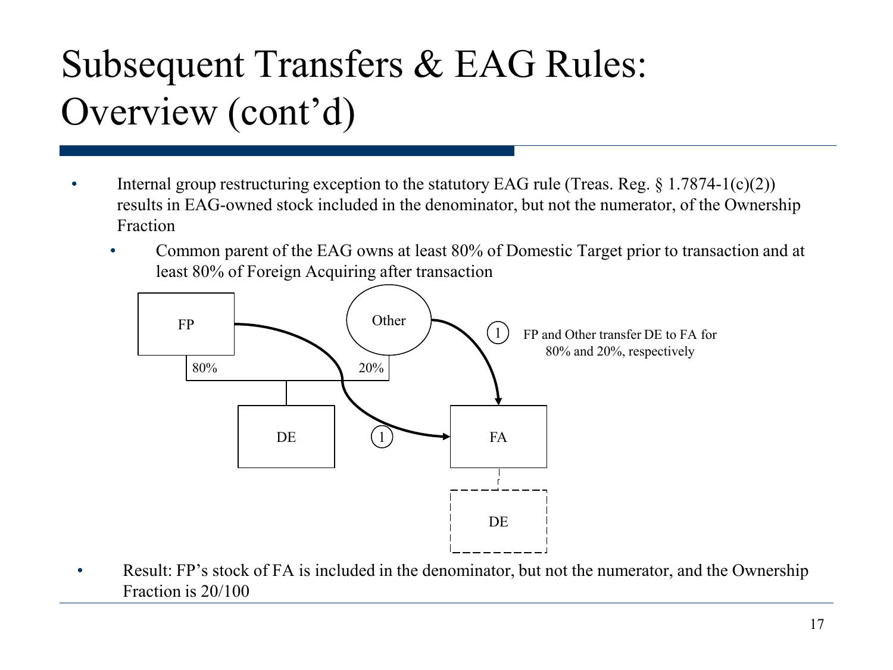# Subsequent Transfers & EAG Rules: Overview (cont'd)

- Internal group restructuring exception to the statutory EAG rule (Treas. Reg. § 1.7874-1(c)(2)) results in EAG-owned stock included in the denominator, but not the numerator, of the Ownership Fraction
  - Common parent of the EAG owns at least 80% of Domestic Target prior to transaction and at least 80% of Foreign Acquiring after transaction

FP

Other

80%

20%

DE

FA

DE

(1) FP and Other transfer DE to FA for 80% and 20%, respectively

- Result: FP's stock of FA is included in the denominator, but not the numerator, and the Ownership Fraction is 20/100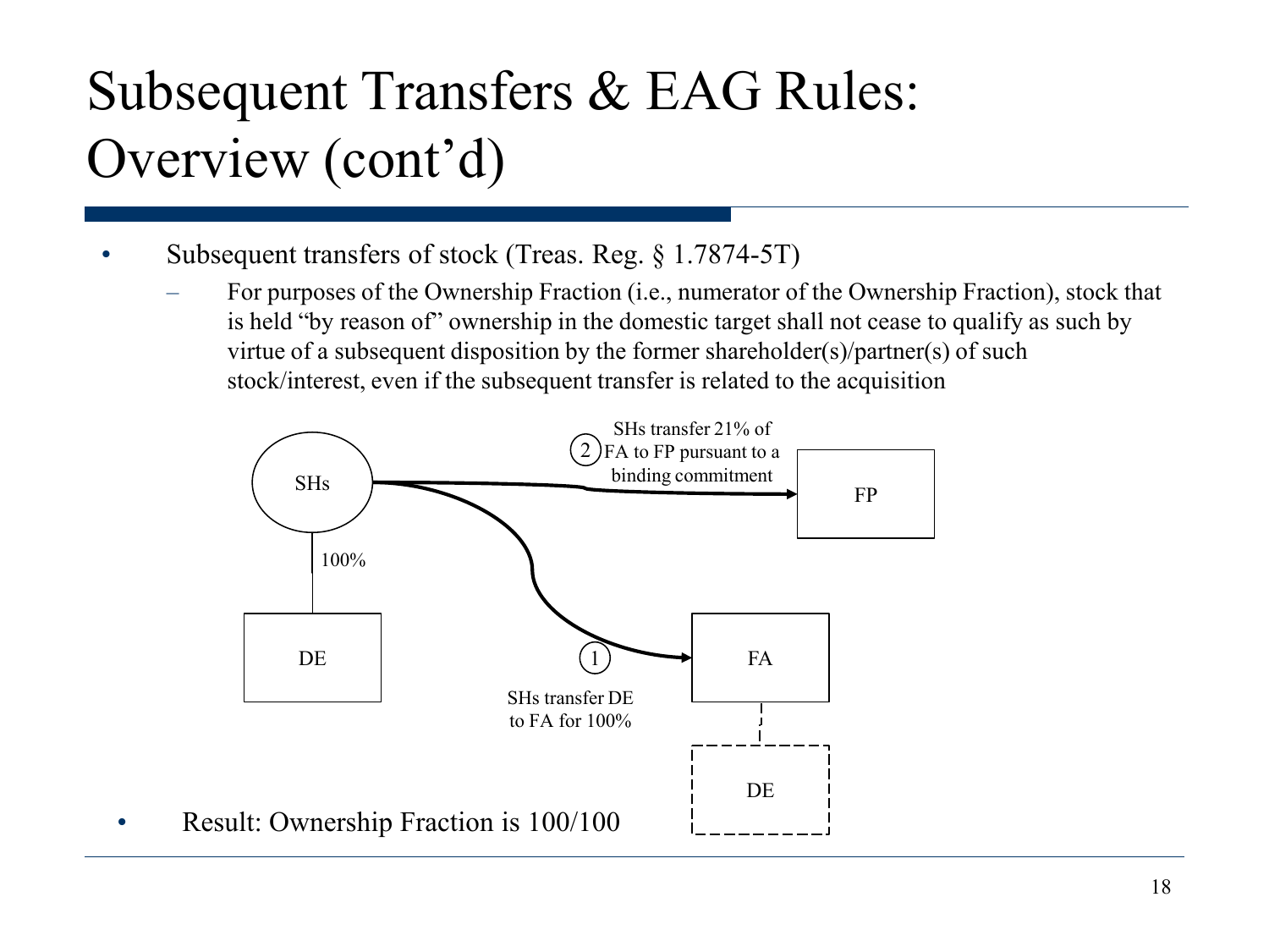# Subsequent Transfers & EAG Rules: Overview (cont'd)

- Subsequent transfers of stock (Treas. Reg. § 1.7874-5T)
  - For purposes of the Ownership Fraction (i.e., numerator of the Ownership Fraction), stock that is held "by reason of" ownership in the domestic target shall not cease to qualify as such by virtue of a subsequent disposition by the former shareholder(s)/partner(s) of such stock/interest, even if the subsequent transfer is related to the acquisition

SHs

100%

DE

1 SHs transfer DE to FA for 100%

2 SHs transfer 21% of FA to FP pursuant to a binding commitment

FP

FA

DE

- Result: Ownership Fraction is 100/100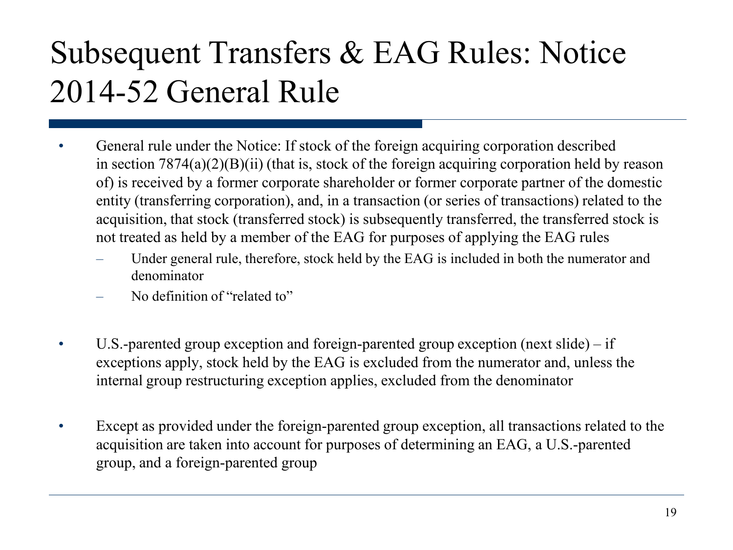# Subsequent Transfers & EAG Rules: Notice 2014-52 General Rule

- General rule under the Notice: If stock of the foreign acquiring corporation described in section 7874(a)(2)(B)(ii) (that is, stock of the foreign acquiring corporation held by reason of) is received by a former corporate shareholder or former corporate partner of the domestic entity (transferring corporation), and, in a transaction (or series of transactions) related to the acquisition, that stock (transferred stock) is subsequently transferred, the transferred stock is not treated as held by a member of the EAG for purposes of applying the EAG rules
  - Under general rule, therefore, stock held by the EAG is included in both the numerator and denominator
  - No definition of "related to"

- U.S.-parented group exception and foreign-parented group exception (next slide) – if exceptions apply, stock held by the EAG is excluded from the numerator and, unless the internal group restructuring exception applies, excluded from the denominator

- Except as provided under the foreign-parented group exception, all transactions related to the acquisition are taken into account for purposes of determining an EAG, a U.S.-parented group, and a foreign-parented group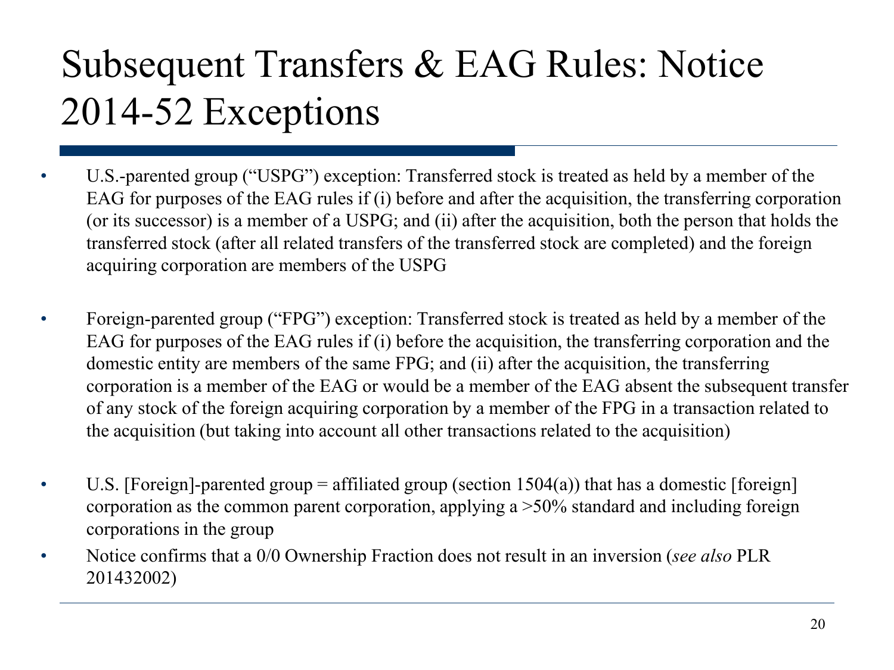# Subsequent Transfers & EAG Rules: Notice 2014-52 Exceptions

- U.S.-parented group (“USPG”) exception: Transferred stock is treated as held by a member of the EAG for purposes of the EAG rules if (i) before and after the acquisition, the transferring corporation (or its successor) is a member of a USPG; and (ii) after the acquisition, both the person that holds the transferred stock (after all related transfers of the transferred stock are completed) and the foreign acquiring corporation are members of the USPG

- Foreign-parented group (“FPG”) exception: Transferred stock is treated as held by a member of the EAG for purposes of the EAG rules if (i) before the acquisition, the transferring corporation and the domestic entity are members of the same FPG; and (ii) after the acquisition, the transferring corporation is a member of the EAG or would be a member of the EAG absent the subsequent transfer of any stock of the foreign acquiring corporation by a member of the FPG in a transaction related to the acquisition (but taking into account all other transactions related to the acquisition)

- U.S. [Foreign]-parented group = affiliated group (section 1504(a)) that has a domestic [foreign] corporation as the common parent corporation, applying a >50% standard and including foreign corporations in the group
- Notice confirms that a 0/0 Ownership Fraction does not result in an inversion (*see also* PLR 201432002)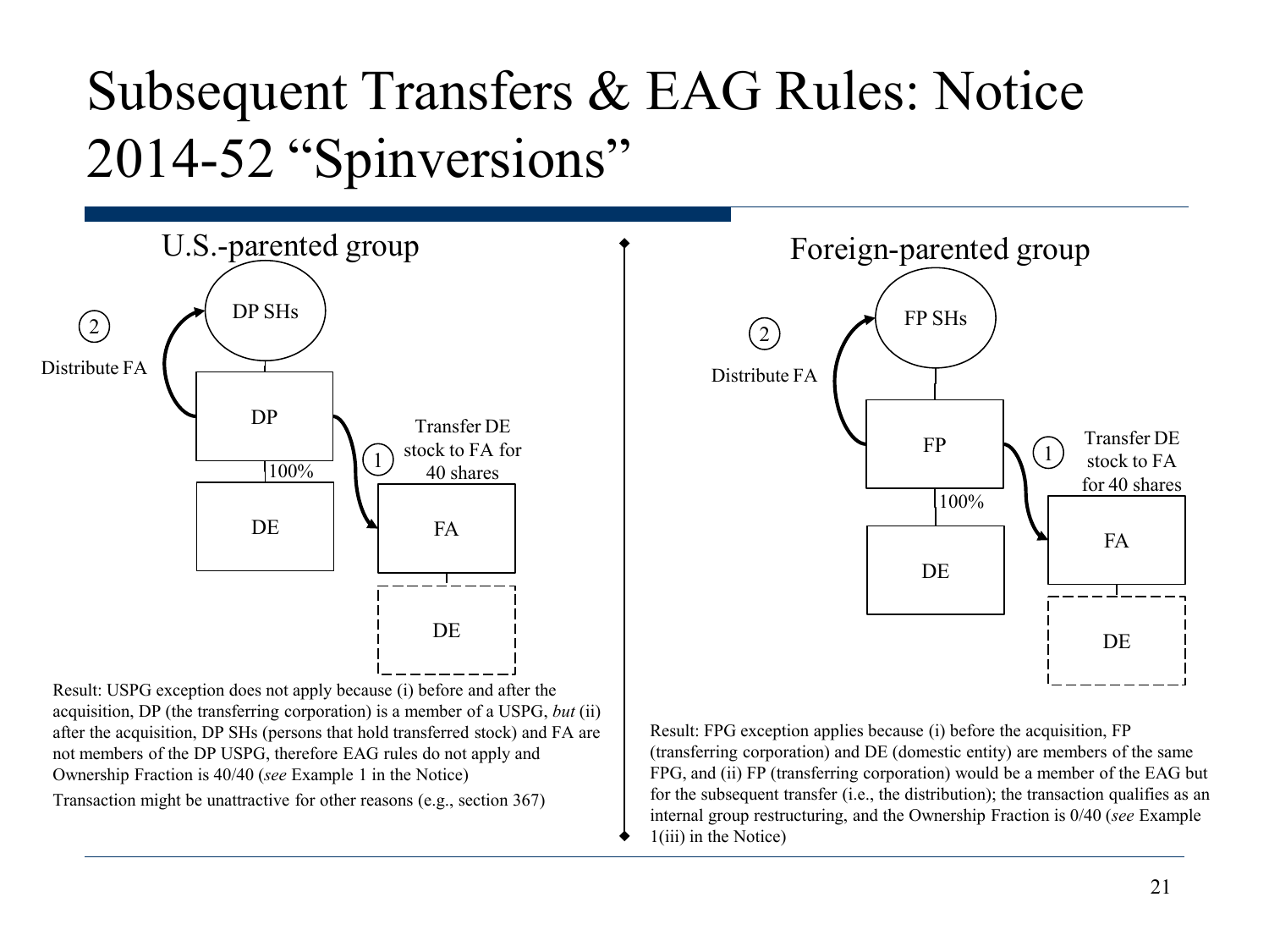# Subsequent Transfers & EAG Rules: Notice 2014-52 "Spinversions"

## U.S.-parented group

DP SHs

② Distribute FA

DP

100%

DE

① Transfer DE stock to FA for 40 shares

FA

DE

Result: USPG exception does not apply because (i) before and after the acquisition, DP (the transferring corporation) is a member of a USPG, *but* (ii) after the acquisition, DP SHs (persons that hold transferred stock) and FA are not members of the DP USPG, therefore EAG rules do not apply and Ownership Fraction is 40/40 (*see* Example 1 in the Notice)

Transaction might be unattractive for other reasons (e.g., section 367)

## Foreign-parented group

FP SHs

② Distribute FA

FP

100%

DE

① Transfer DE stock to FA for 40 shares

FA

DE

Result: FPG exception applies because (i) before the acquisition, FP (transferring corporation) and DE (domestic entity) are members of the same FPG, and (ii) FP (transferring corporation) would be a member of the EAG but for the subsequent transfer (i.e., the distribution); the transaction qualifies as an internal group restructuring, and the Ownership Fraction is 0/40 (*see* Example 1(iii) in the Notice)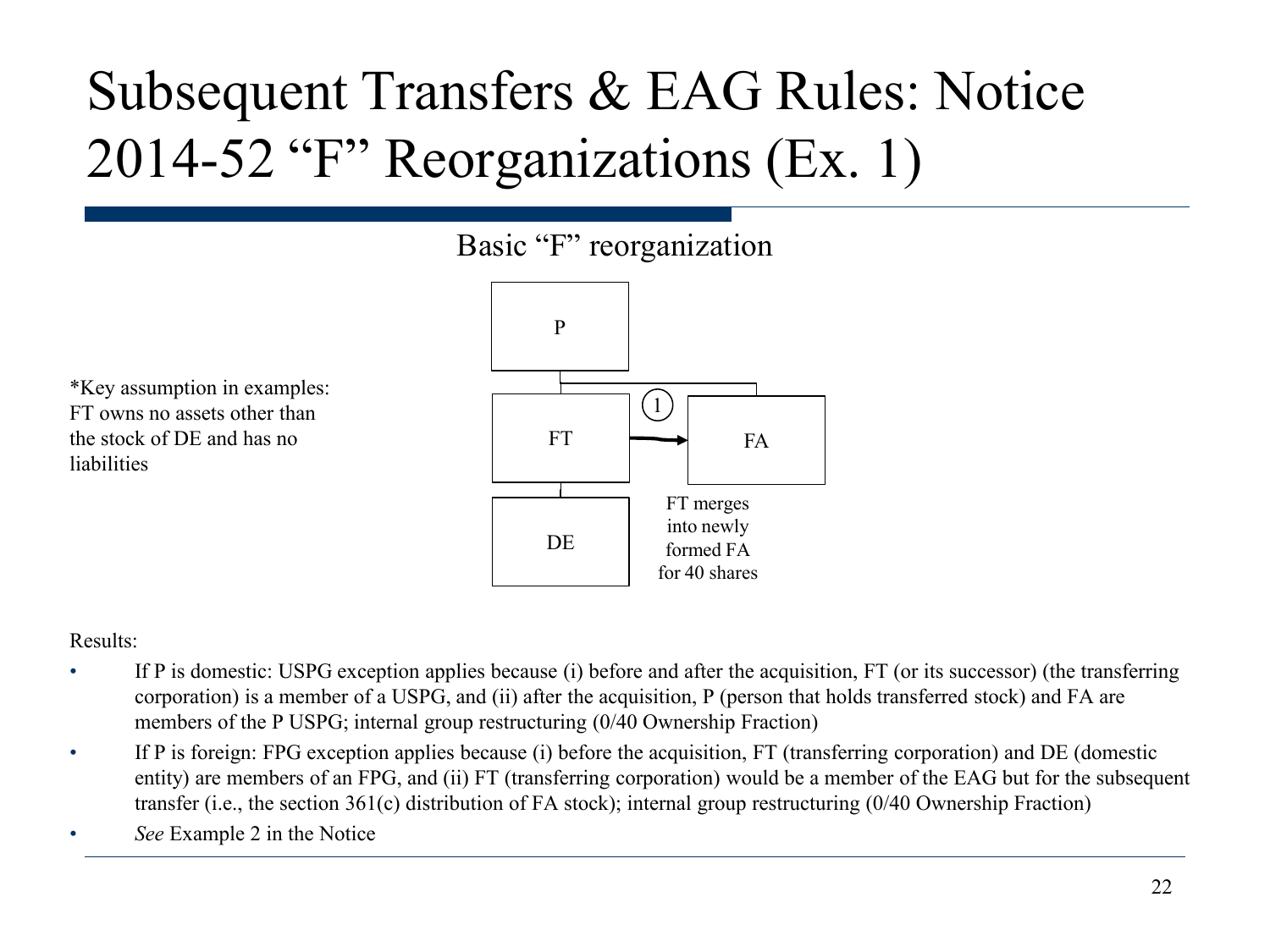# Subsequent Transfers & EAG Rules: Notice 2014-52 "F" Reorganizations (Ex. 1)

Basic "F" reorganization

*Key assumption in examples: FT owns no assets other than the stock of DE and has no liabilities

P

FT

DE

FA

1

FT merges into newly formed FA for 40 shares

Results:

- If P is domestic: USPG exception applies because (i) before and after the acquisition, FT (or its successor) (the transferring corporation) is a member of a USPG, and (ii) after the acquisition, P (person that holds transferred stock) and FA are members of the P USPG; internal group restructuring (0/40 Ownership Fraction)
- If P is foreign: FPG exception applies because (i) before the acquisition, FT (transferring corporation) and DE (domestic entity) are members of an FPG, and (ii) FT (transferring corporation) would be a member of the EAG but for the subsequent transfer (i.e., the section 361(c) distribution of FA stock); internal group restructuring (0/40 Ownership Fraction)
- *See* Example 2 in the Notice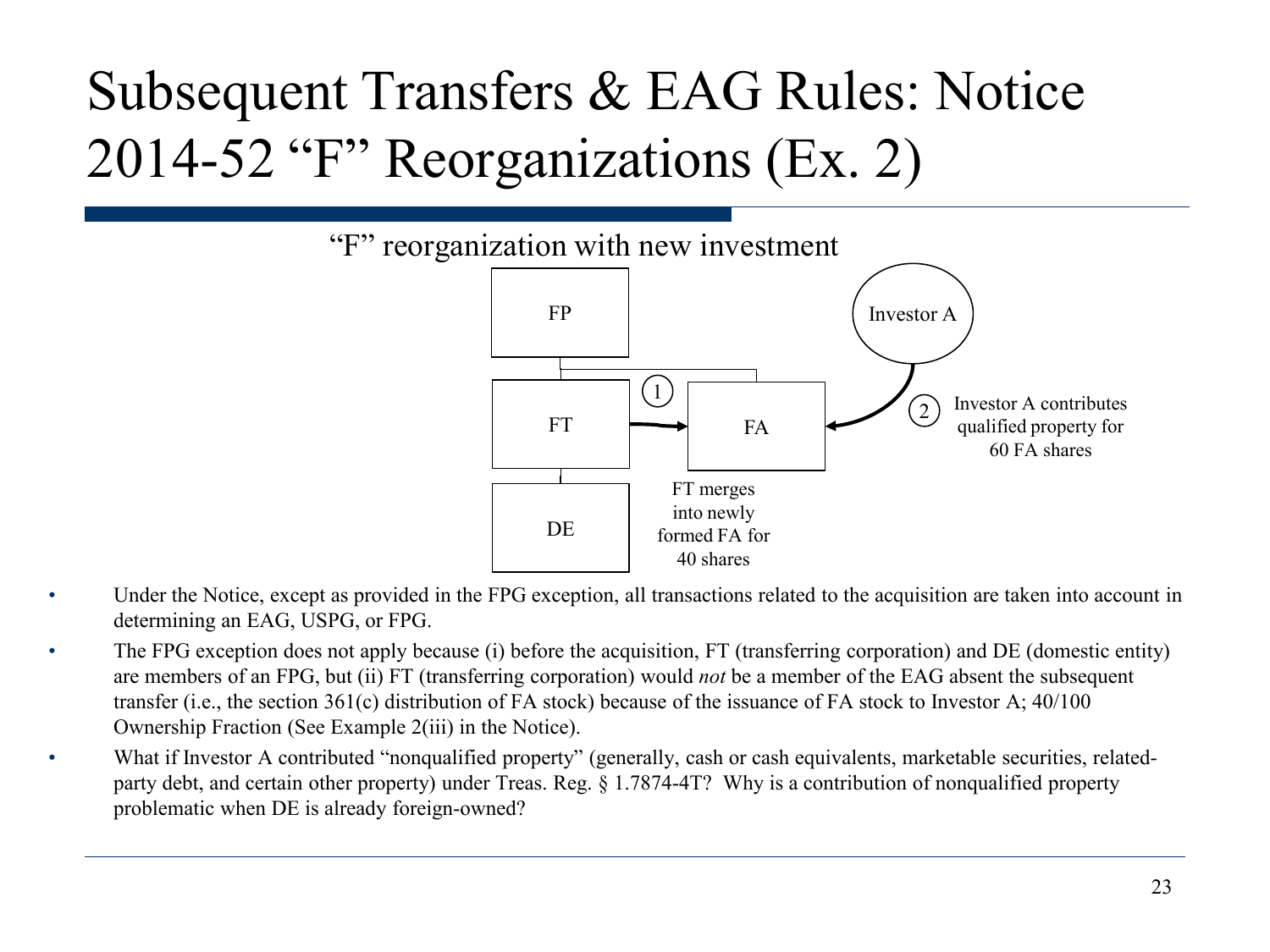# Subsequent Transfers & EAG Rules: Notice 2014-52 "F" Reorganizations (Ex. 2)

"F" reorganization with new investment

FP

FT

DE

FA

Investor A

① FT merges into newly formed FA for 40 shares

② Investor A contributes qualified property for 60 FA shares

- Under the Notice, except as provided in the FPG exception, all transactions related to the acquisition are taken into account in determining an EAG, USPG, or FPG.
- The FPG exception does not apply because (i) before the acquisition, FT (transferring corporation) and DE (domestic entity) are members of an FPG, but (ii) FT (transferring corporation) would *not* be a member of the EAG absent the subsequent transfer (i.e., the section 361(c) distribution of FA stock) because of the issuance of FA stock to Investor A; 40/100 Ownership Fraction (See Example 2(iii) in the Notice).
- What if Investor A contributed "nonqualified property" (generally, cash or cash equivalents, marketable securities, related-party debt, and certain other property) under Treas. Reg. § 1.7874-4T? Why is a contribution of nonqualified property problematic when DE is already foreign-owned?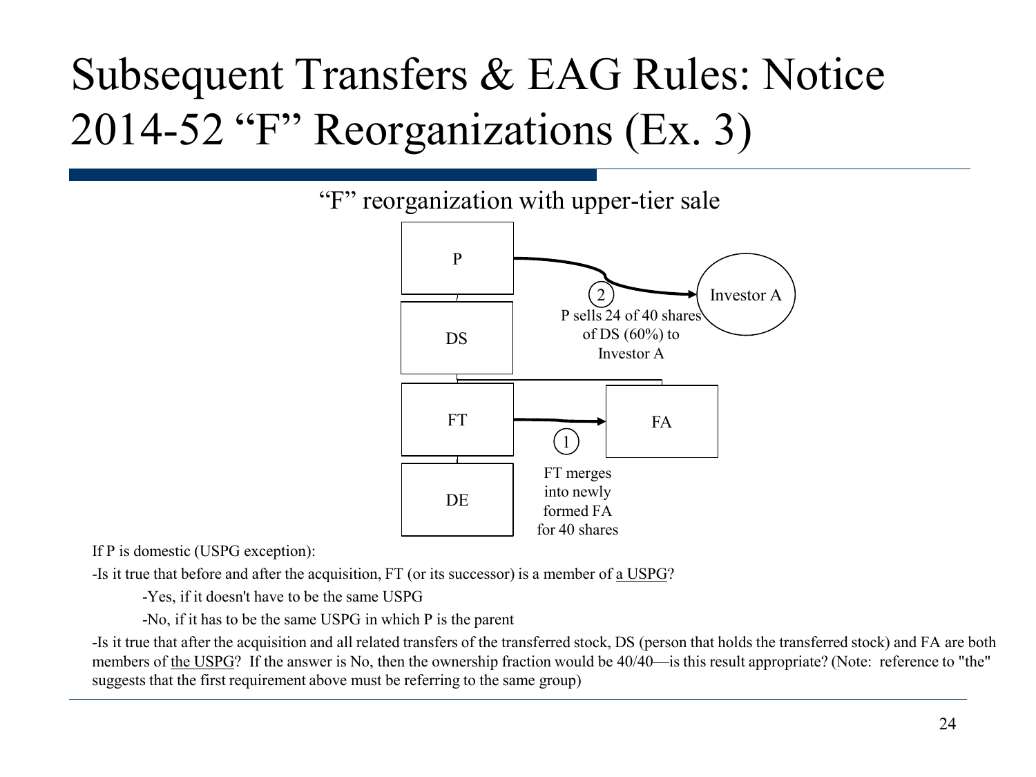# Subsequent Transfers & EAG Rules: Notice 2014-52 "F" Reorganizations (Ex. 3)

"F" reorganization with upper-tier sale

P

DS

FT

DE

FA

Investor A

(2) P sells 24 of 40 shares of DS (60%) to Investor A

(1) FT merges into newly formed FA for 40 shares

If P is domestic (USPG exception):

-Is it true that before and after the acquisition, FT (or its successor) is a member of a USPG?

- -Yes, if it doesn't have to be the same USPG
- -No, if it has to be the same USPG in which P is the parent

-Is it true that after the acquisition and all related transfers of the transferred stock, DS (person that holds the transferred stock) and FA are both members of the USPG? If the answer is No, then the ownership fraction would be 40/40—is this result appropriate? (Note: reference to "the" suggests that the first requirement above must be referring to the same group)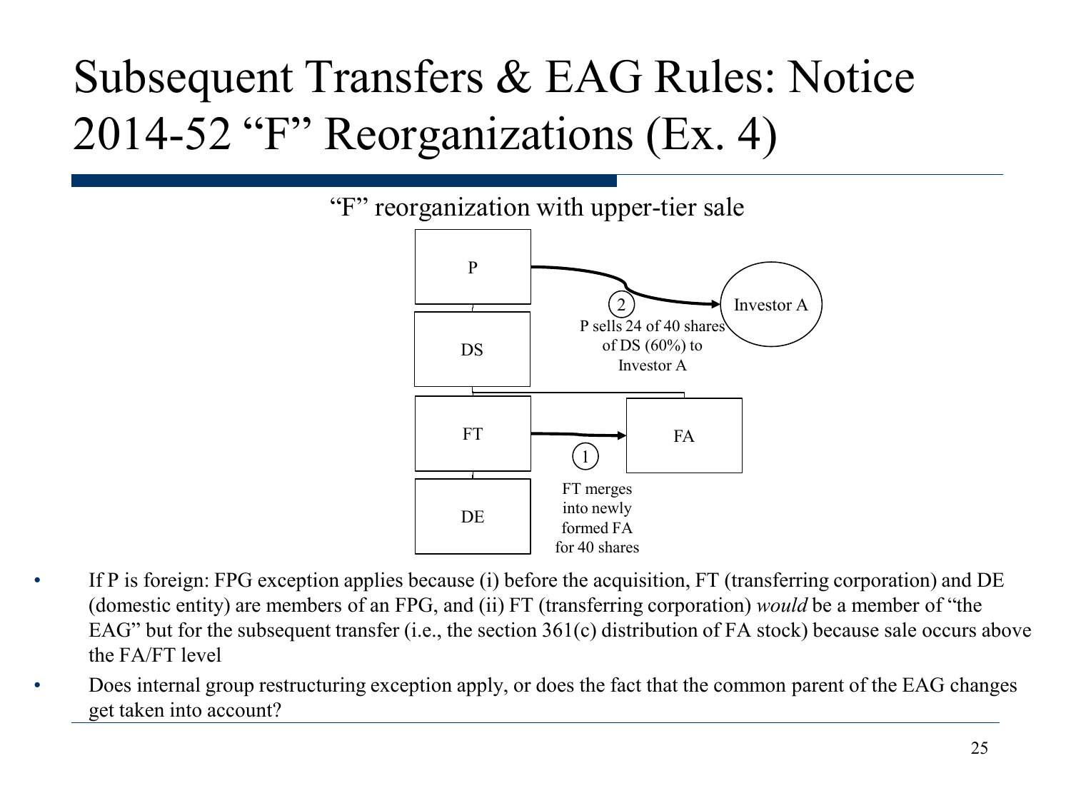# Subsequent Transfers & EAG Rules: Notice 2014-52 "F" Reorganizations (Ex. 4)

"F" reorganization with upper-tier sale

P

DS

FT

DE

FA

Investor A

② P sells 24 of 40 shares of DS (60%) to Investor A

① FT merges into newly formed FA for 40 shares

- If P is foreign: FPG exception applies because (i) before the acquisition, FT (transferring corporation) and DE (domestic entity) are members of an FPG, and (ii) FT (transferring corporation) *would* be a member of "the EAG" but for the subsequent transfer (i.e., the section 361(c) distribution of FA stock) because sale occurs above the FA/FT level
- Does internal group restructuring exception apply, or does the fact that the common parent of the EAG changes get taken into account?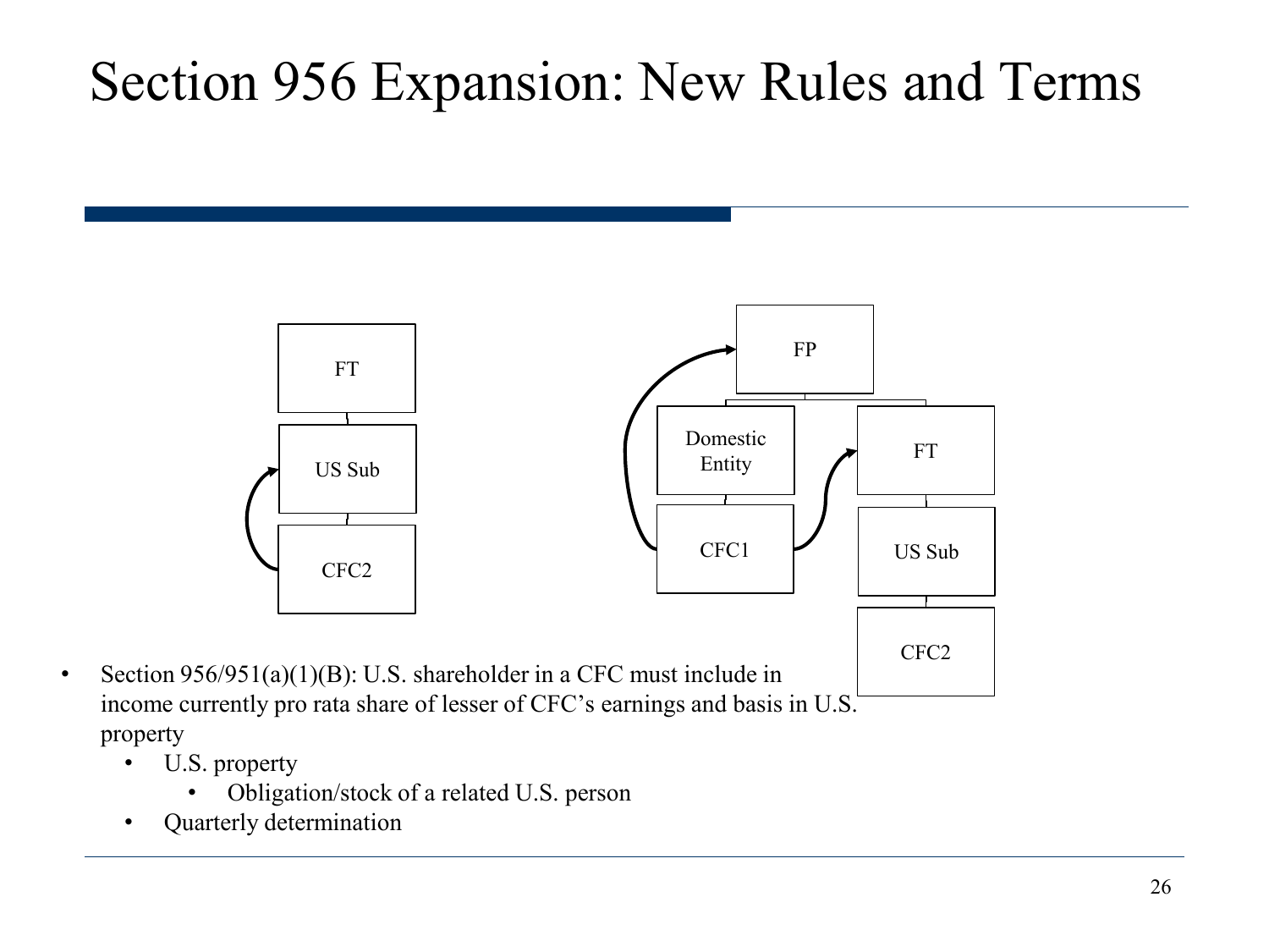# Section 956 Expansion: New Rules and Terms

FT

US Sub

CFC2

FP

Domestic Entity

FT

CFC1

US Sub

CFC2

- Section 956/951(a)(1)(B): U.S. shareholder in a CFC must include in income currently pro rata share of lesser of CFC's earnings and basis in U.S. property
  - U.S. property
    - Obligation/stock of a related U.S. person
  - Quarterly determination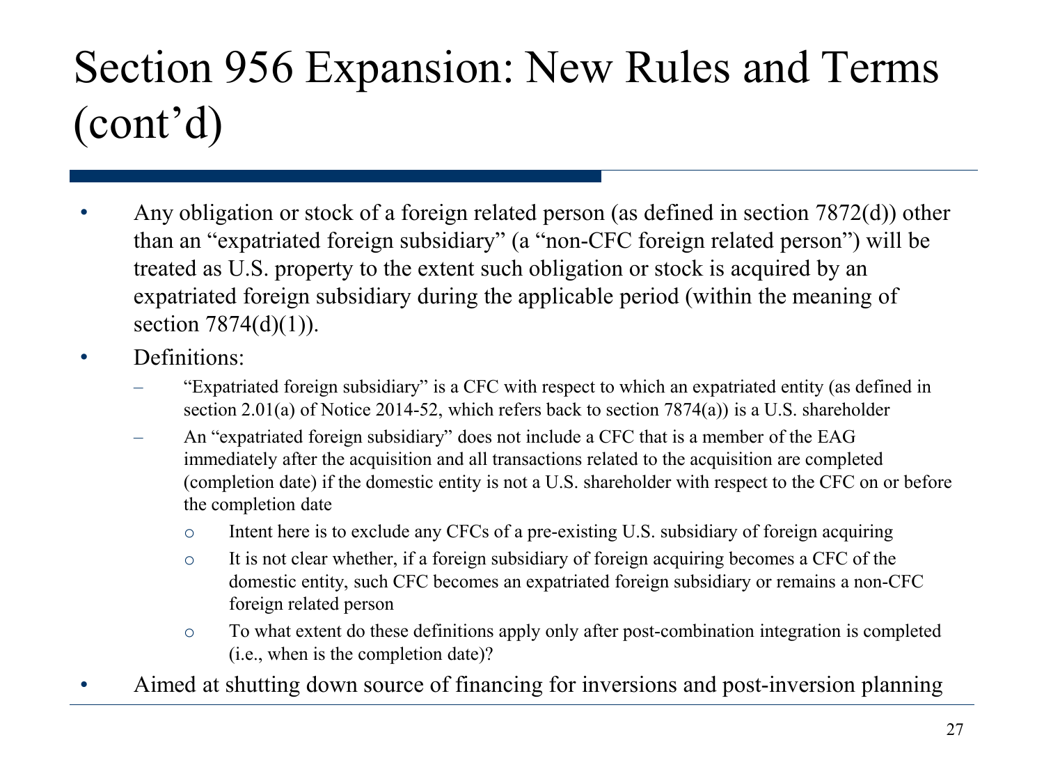# Section 956 Expansion: New Rules and Terms (cont'd)

- Any obligation or stock of a foreign related person (as defined in section 7872(d)) other than an "expatriated foreign subsidiary" (a "non-CFC foreign related person") will be treated as U.S. property to the extent such obligation or stock is acquired by an expatriated foreign subsidiary during the applicable period (within the meaning of section 7874(d)(1)).
- Definitions:
  - "Expatriated foreign subsidiary" is a CFC with respect to which an expatriated entity (as defined in section 2.01(a) of Notice 2014-52, which refers back to section 7874(a)) is a U.S. shareholder
  - An "expatriated foreign subsidiary" does not include a CFC that is a member of the EAG immediately after the acquisition and all transactions related to the acquisition are completed (completion date) if the domestic entity is not a U.S. shareholder with respect to the CFC on or before the completion date
    - Intent here is to exclude any CFCs of a pre-existing U.S. subsidiary of foreign acquiring
    - It is not clear whether, if a foreign subsidiary of foreign acquiring becomes a CFC of the domestic entity, such CFC becomes an expatriated foreign subsidiary or remains a non-CFC foreign related person
    - To what extent do these definitions apply only after post-combination integration is completed (i.e., when is the completion date)?
- Aimed at shutting down source of financing for inversions and post-inversion planning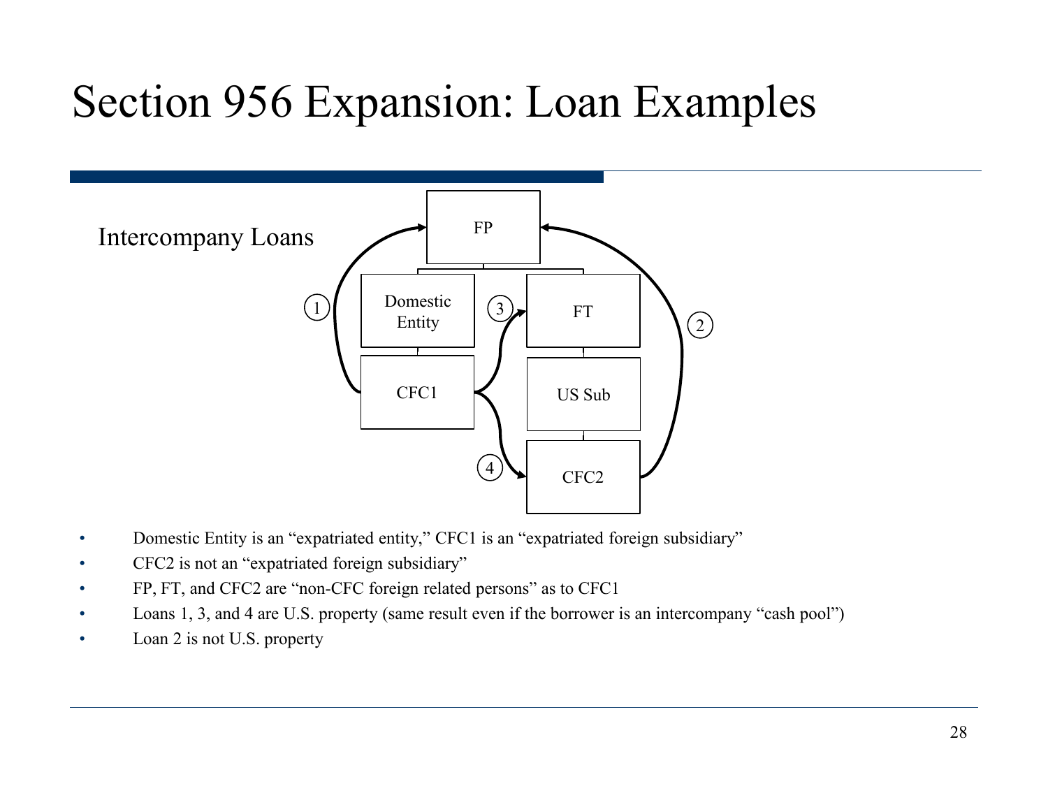# Section 956 Expansion: Loan Examples

Intercompany Loans

FP

Domestic Entity

FT

CFC1

US Sub

CFC2

1

2

3

4

- Domestic Entity is an "expatriated entity," CFC1 is an "expatriated foreign subsidiary"
- CFC2 is not an "expatriated foreign subsidiary"
- FP, FT, and CFC2 are "non-CFC foreign related persons" as to CFC1
- Loans 1, 3, and 4 are U.S. property (same result even if the borrower is an intercompany "cash pool")
- Loan 2 is not U.S. property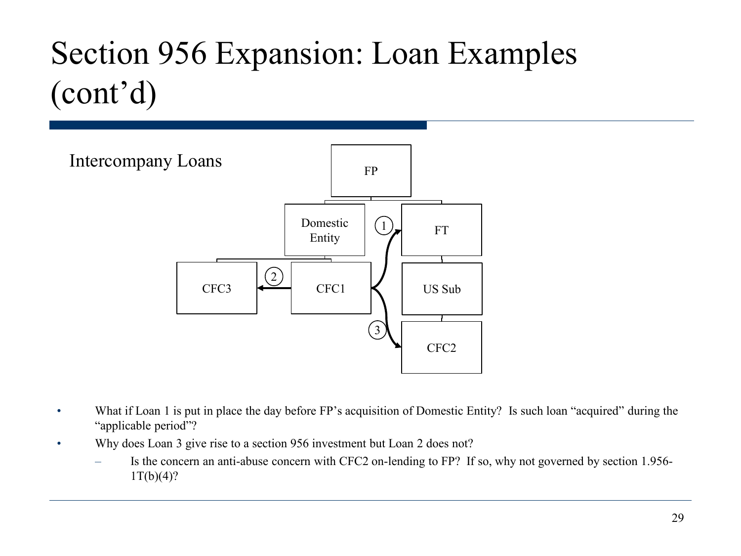# Section 956 Expansion: Loan Examples (cont'd)

Intercompany Loans

FP

Domestic Entity

FT

CFC3

CFC1

US Sub

CFC2

1

2

3

- What if Loan 1 is put in place the day before FP's acquisition of Domestic Entity? Is such loan "acquired" during the "applicable period"?
- Why does Loan 3 give rise to a section 956 investment but Loan 2 does not?
  - Is the concern an anti-abuse concern with CFC2 on-lending to FP? If so, why not governed by section 1.956-1T(b)(4)?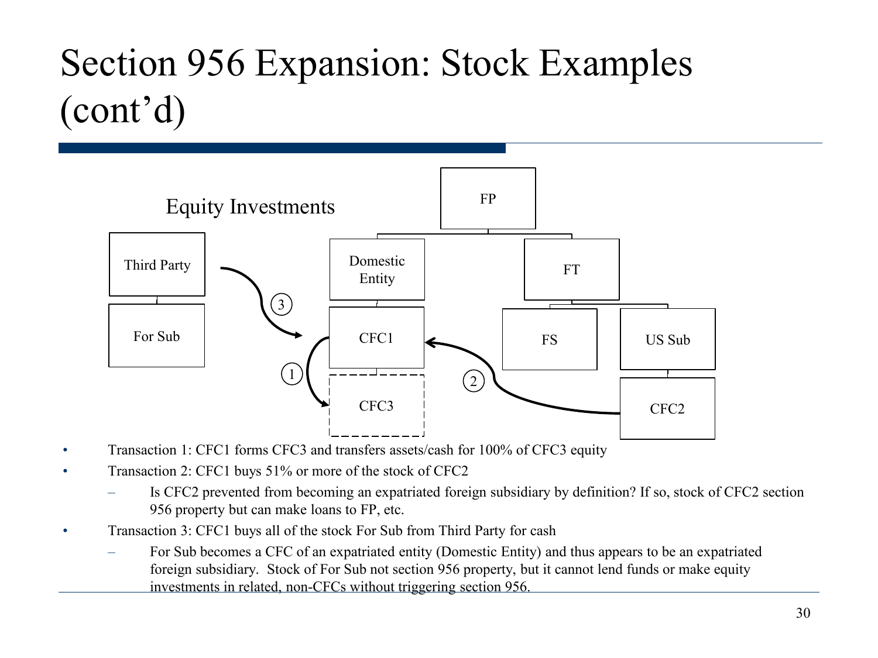# Section 956 Expansion: Stock Examples (cont'd)

Equity Investments

- Transaction 1: CFC1 forms CFC3 and transfers assets/cash for 100% of CFC3 equity
- Transaction 2: CFC1 buys 51% or more of the stock of CFC2
  - Is CFC2 prevented from becoming an expatriated foreign subsidiary by definition? If so, stock of CFC2 section 956 property but can make loans to FP, etc.
- Transaction 3: CFC1 buys all of the stock For Sub from Third Party for cash
  - For Sub becomes a CFC of an expatriated entity (Domestic Entity) and thus appears to be an expatriated foreign subsidiary. Stock of For Sub not section 956 property, but it cannot lend funds or make equity investments in related, non-CFCs without triggering section 956.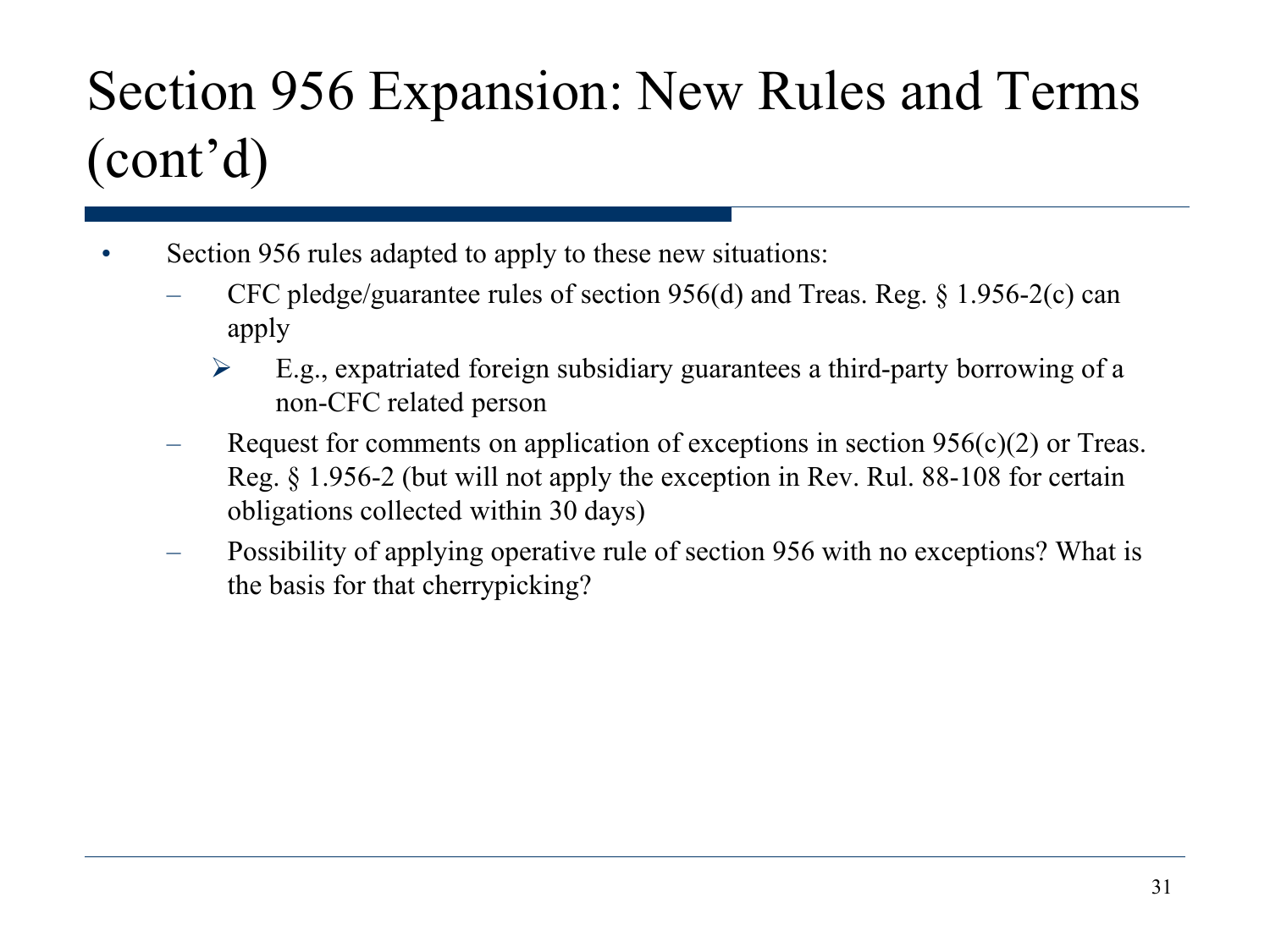# Section 956 Expansion: New Rules and Terms (cont'd)

- Section 956 rules adapted to apply to these new situations:
  - CFC pledge/guarantee rules of section 956(d) and Treas. Reg. § 1.956-2(c) can apply
    - E.g., expatriated foreign subsidiary guarantees a third-party borrowing of a non-CFC related person
  - Request for comments on application of exceptions in section 956(c)(2) or Treas. Reg. § 1.956-2 (but will not apply the exception in Rev. Rul. 88-108 for certain obligations collected within 30 days)
  - Possibility of applying operative rule of section 956 with no exceptions? What is the basis for that cherrypicking?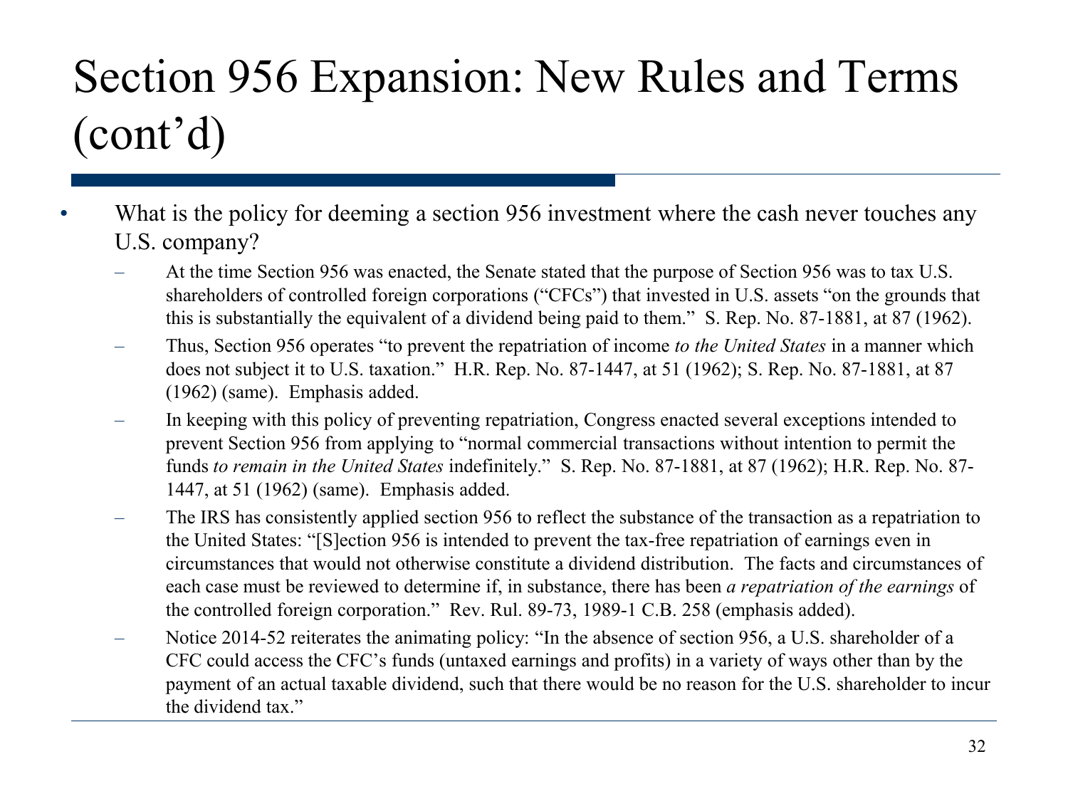# Section 956 Expansion: New Rules and Terms (cont'd)

- What is the policy for deeming a section 956 investment where the cash never touches any U.S. company?
  - At the time Section 956 was enacted, the Senate stated that the purpose of Section 956 was to tax U.S. shareholders of controlled foreign corporations ("CFCs") that invested in U.S. assets "on the grounds that this is substantially the equivalent of a dividend being paid to them." S. Rep. No. 87-1881, at 87 (1962).
  - Thus, Section 956 operates "to prevent the repatriation of income *to the United States* in a manner which does not subject it to U.S. taxation." H.R. Rep. No. 87-1447, at 51 (1962); S. Rep. No. 87-1881, at 87 (1962) (same). Emphasis added.
  - In keeping with this policy of preventing repatriation, Congress enacted several exceptions intended to prevent Section 956 from applying to "normal commercial transactions without intention to permit the funds *to remain in the United States* indefinitely." S. Rep. No. 87-1881, at 87 (1962); H.R. Rep. No. 87-1447, at 51 (1962) (same). Emphasis added.
  - The IRS has consistently applied section 956 to reflect the substance of the transaction as a repatriation to the United States: "[S]ection 956 is intended to prevent the tax-free repatriation of earnings even in circumstances that would not otherwise constitute a dividend distribution. The facts and circumstances of each case must be reviewed to determine if, in substance, there has been *a repatriation of the earnings* of the controlled foreign corporation." Rev. Rul. 89-73, 1989-1 C.B. 258 (emphasis added).
  - Notice 2014-52 reiterates the animating policy: "In the absence of section 956, a U.S. shareholder of a CFC could access the CFC's funds (untaxed earnings and profits) in a variety of ways other than by the payment of an actual taxable dividend, such that there would be no reason for the U.S. shareholder to incur the dividend tax."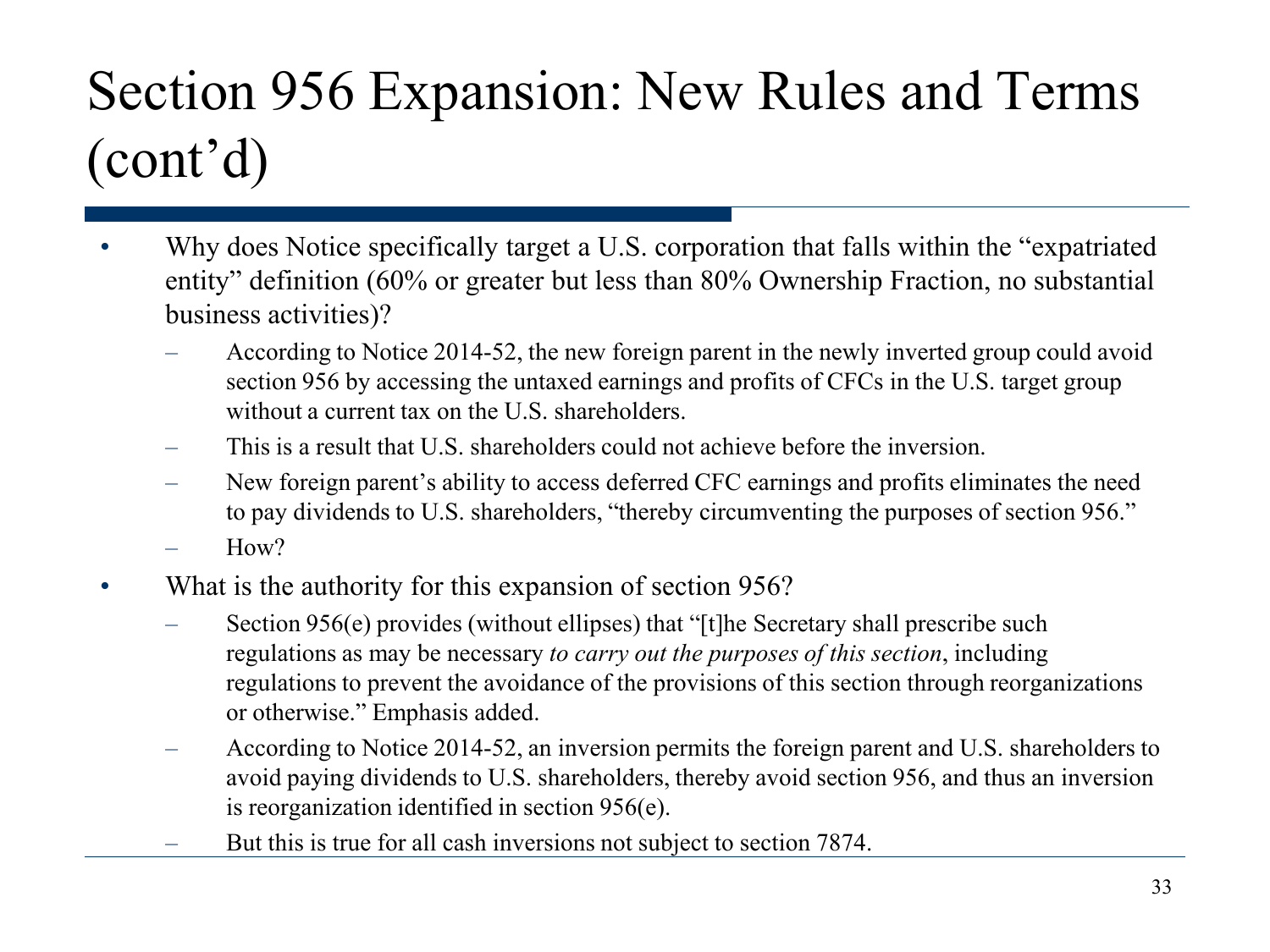# Section 956 Expansion: New Rules and Terms (cont'd)

- Why does Notice specifically target a U.S. corporation that falls within the "expatriated entity" definition (60% or greater but less than 80% Ownership Fraction, no substantial business activities)?
  - According to Notice 2014-52, the new foreign parent in the newly inverted group could avoid section 956 by accessing the untaxed earnings and profits of CFCs in the U.S. target group without a current tax on the U.S. shareholders.
  - This is a result that U.S. shareholders could not achieve before the inversion.
  - New foreign parent's ability to access deferred CFC earnings and profits eliminates the need to pay dividends to U.S. shareholders, "thereby circumventing the purposes of section 956."
  - How?
- What is the authority for this expansion of section 956?
  - Section 956(e) provides (without ellipses) that "[t]he Secretary shall prescribe such regulations as may be necessary *to carry out the purposes of this section*, including regulations to prevent the avoidance of the provisions of this section through reorganizations or otherwise." Emphasis added.
  - According to Notice 2014-52, an inversion permits the foreign parent and U.S. shareholders to avoid paying dividends to U.S. shareholders, thereby avoid section 956, and thus an inversion is reorganization identified in section 956(e).
  - But this is true for all cash inversions not subject to section 7874.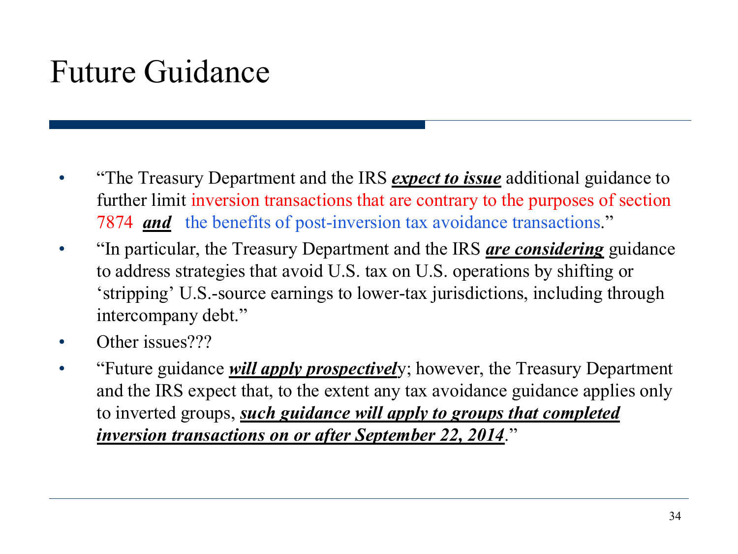# Future Guidance

- "The Treasury Department and the IRS ***expect to issue*** additional guidance to further limit inversion transactions that are contrary to the purposes of section 7874 ***and*** the benefits of post-inversion tax avoidance transactions."
- "In particular, the Treasury Department and the IRS ***are considering*** guidance to address strategies that avoid U.S. tax on U.S. operations by shifting or 'stripping' U.S.-source earnings to lower-tax jurisdictions, including through intercompany debt."
- Other issues???
- "Future guidance ***will apply prospectivel***y; however, the Treasury Department and the IRS expect that, to the extent any tax avoidance guidance applies only to inverted groups, ***such guidance will apply to groups that completed inversion transactions on or after September 22, 2014***."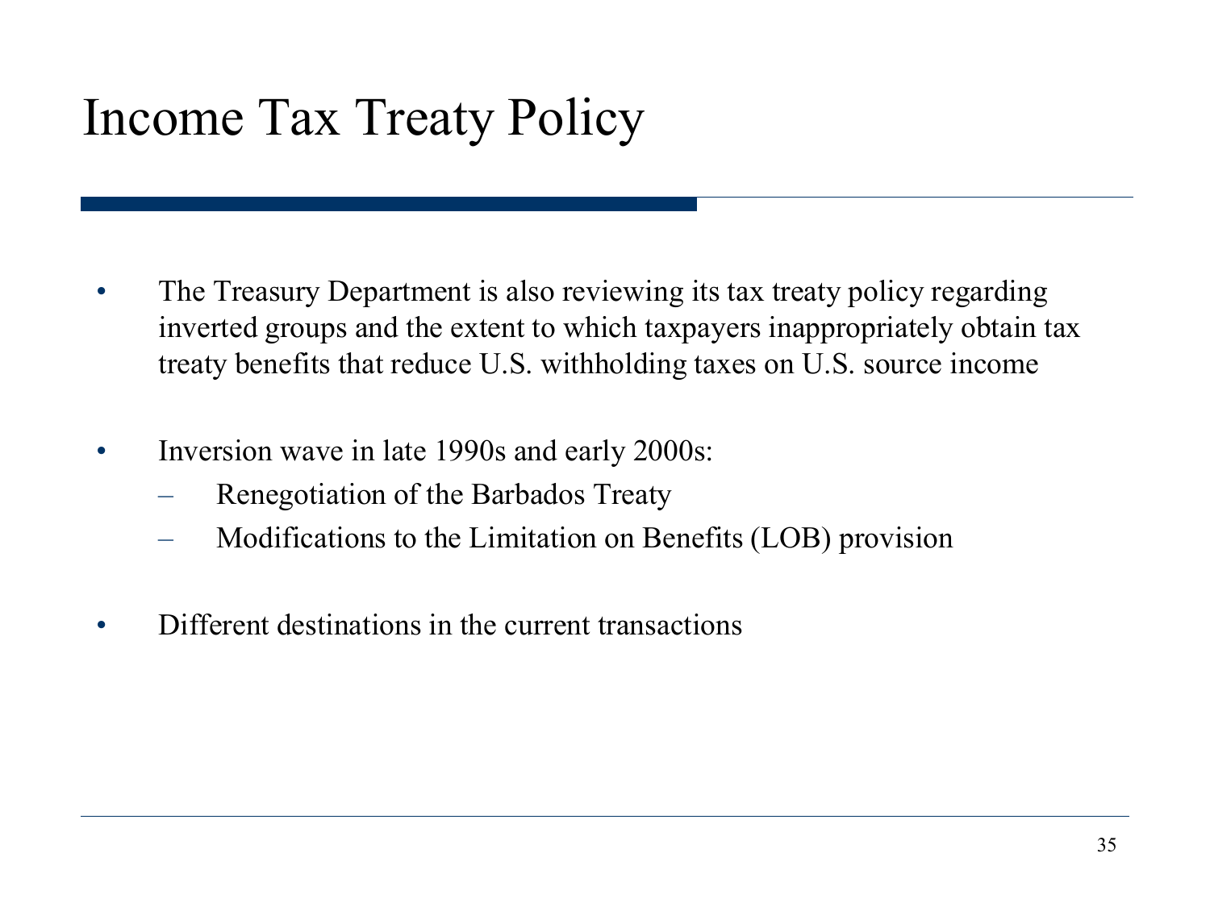# Income Tax Treaty Policy

- The Treasury Department is also reviewing its tax treaty policy regarding inverted groups and the extent to which taxpayers inappropriately obtain tax treaty benefits that reduce U.S. withholding taxes on U.S. source income

- Inversion wave in late 1990s and early 2000s:
  - Renegotiation of the Barbados Treaty
  - Modifications to the Limitation on Benefits (LOB) provision

- Different destinations in the current transactions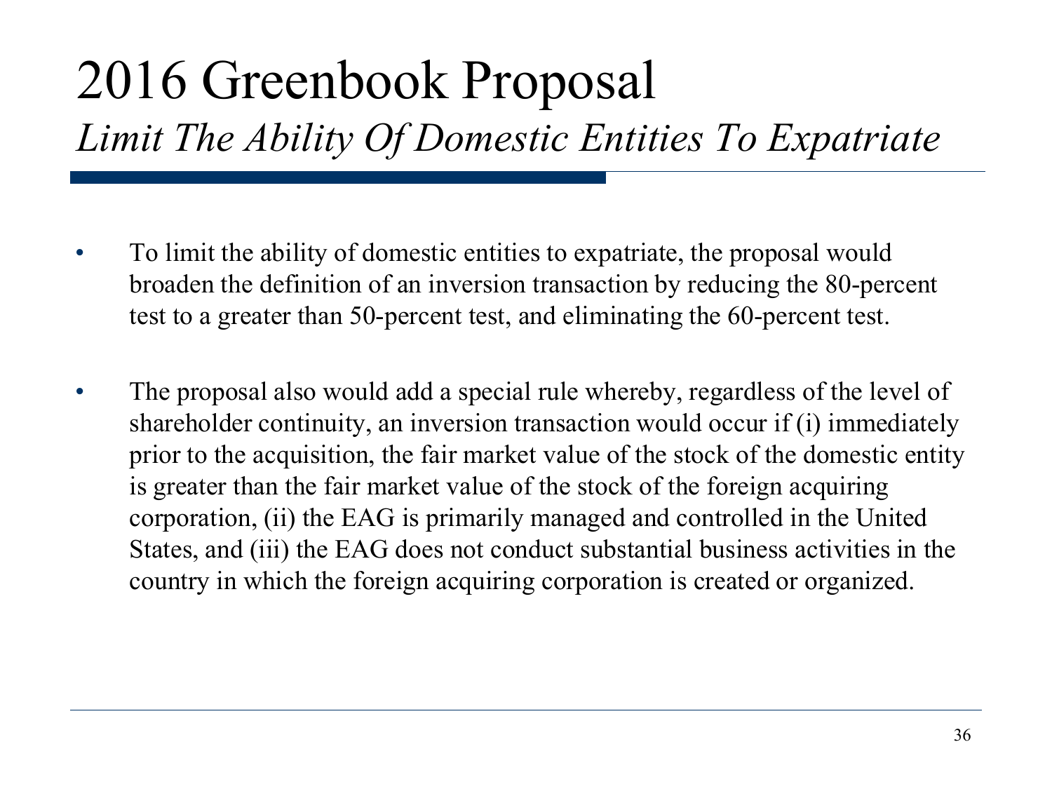# 2016 Greenbook Proposal

## *Limit The Ability Of Domestic Entities To Expatriate*

- To limit the ability of domestic entities to expatriate, the proposal would broaden the definition of an inversion transaction by reducing the 80-percent test to a greater than 50-percent test, and eliminating the 60-percent test.

- The proposal also would add a special rule whereby, regardless of the level of shareholder continuity, an inversion transaction would occur if (i) immediately prior to the acquisition, the fair market value of the stock of the domestic entity is greater than the fair market value of the stock of the foreign acquiring corporation, (ii) the EAG is primarily managed and controlled in the United States, and (iii) the EAG does not conduct substantial business activities in the country in which the foreign acquiring corporation is created or organized.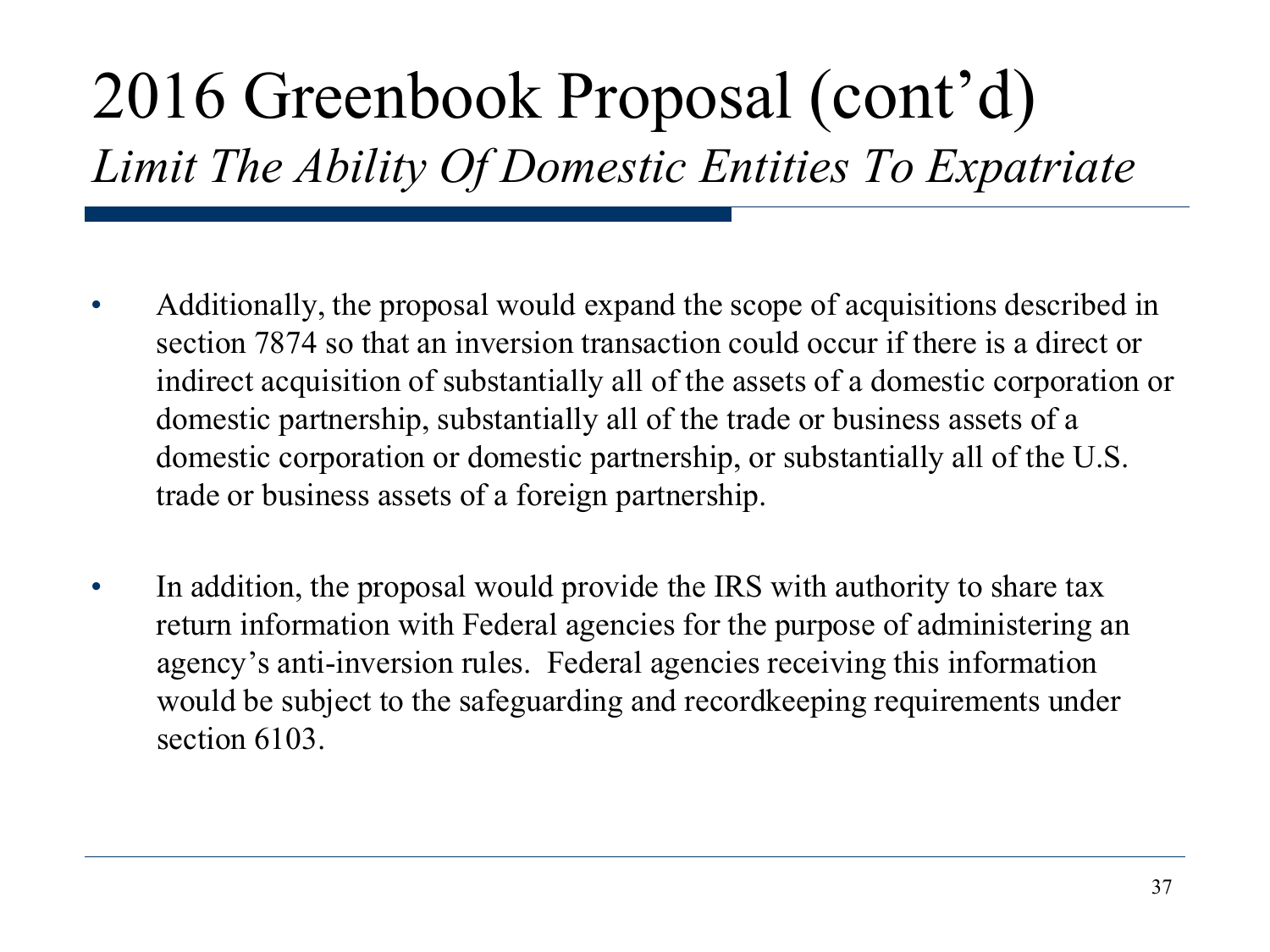# 2016 Greenbook Proposal (cont'd)

## *Limit The Ability Of Domestic Entities To Expatriate*

- Additionally, the proposal would expand the scope of acquisitions described in section 7874 so that an inversion transaction could occur if there is a direct or indirect acquisition of substantially all of the assets of a domestic corporation or domestic partnership, substantially all of the trade or business assets of a domestic corporation or domestic partnership, or substantially all of the U.S. trade or business assets of a foreign partnership.

- In addition, the proposal would provide the IRS with authority to share tax return information with Federal agencies for the purpose of administering an agency's anti-inversion rules. Federal agencies receiving this information would be subject to the safeguarding and recordkeeping requirements under section 6103.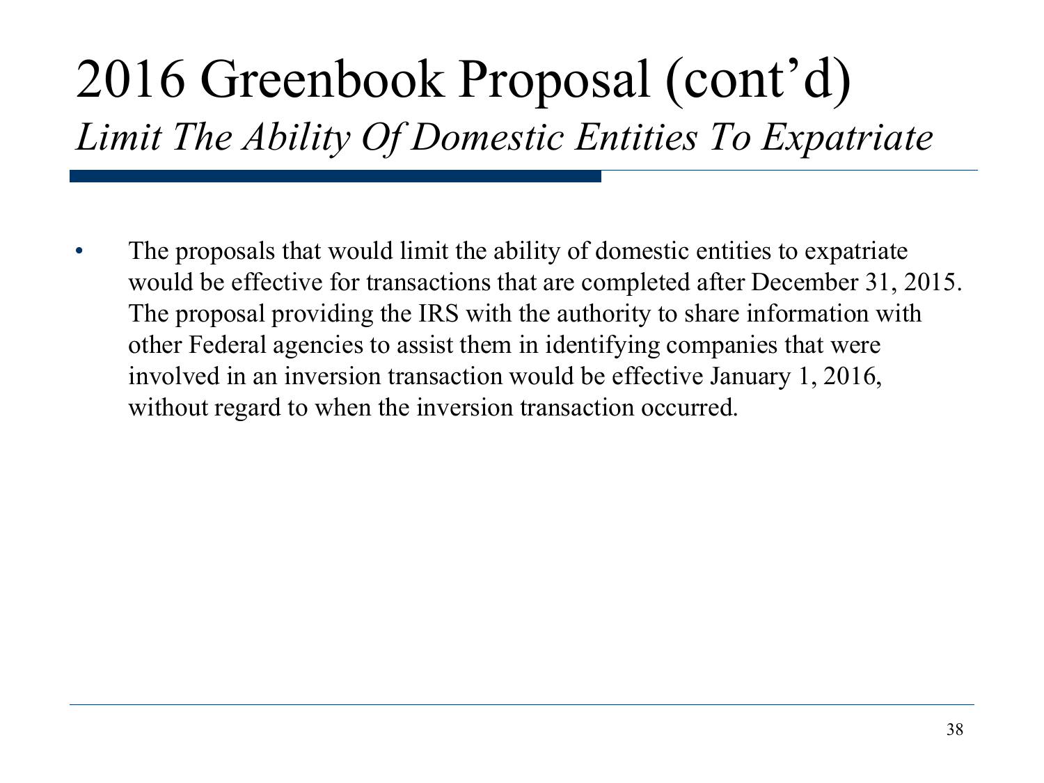# 2016 Greenbook Proposal (cont'd)

*Limit The Ability Of Domestic Entities To Expatriate*

- The proposals that would limit the ability of domestic entities to expatriate would be effective for transactions that are completed after December 31, 2015. The proposal providing the IRS with the authority to share information with other Federal agencies to assist them in identifying companies that were involved in an inversion transaction would be effective January 1, 2016, without regard to when the inversion transaction occurred.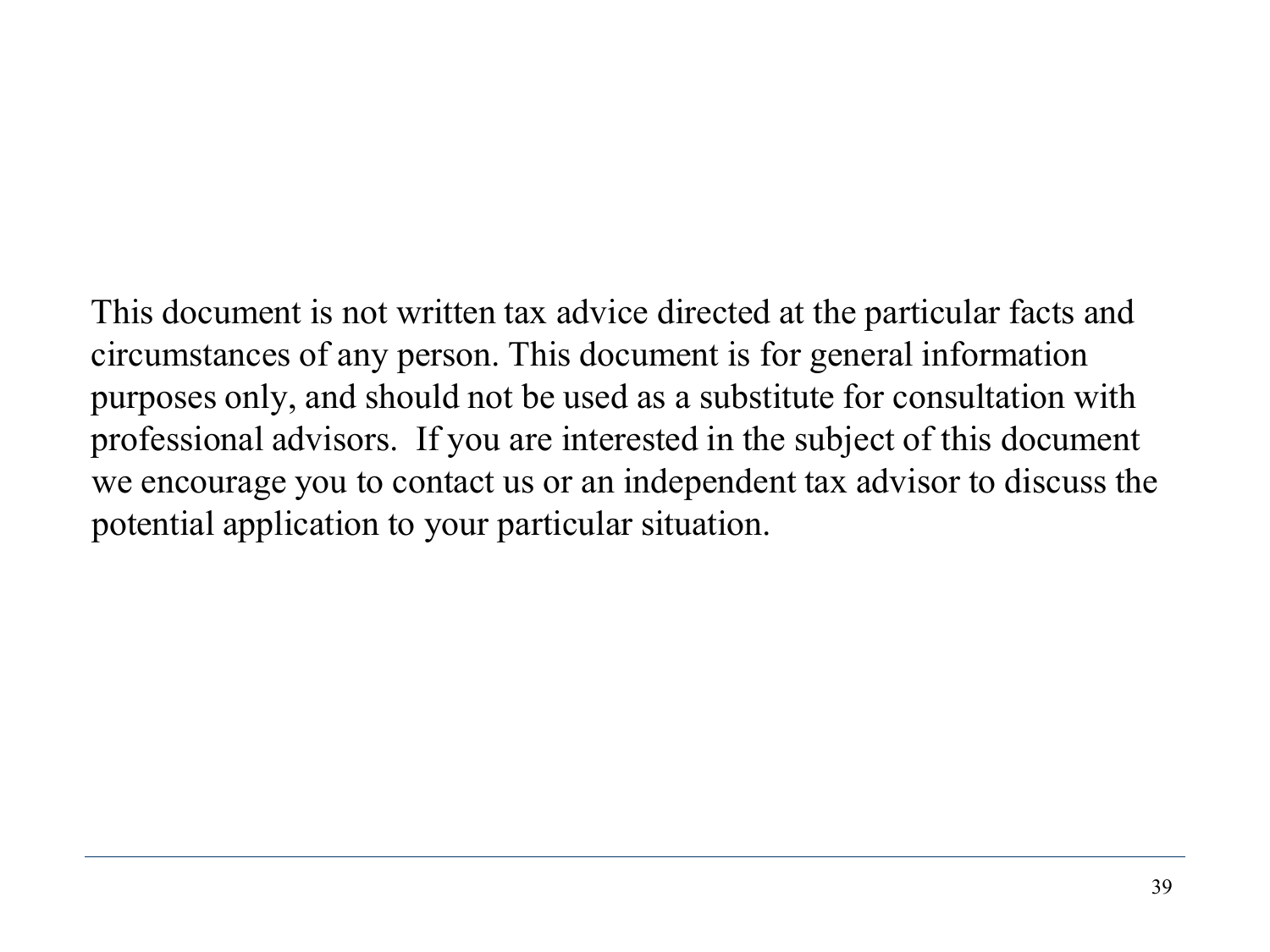This document is not written tax advice directed at the particular facts and circumstances of any person. This document is for general information purposes only, and should not be used as a substitute for consultation with professional advisors.  If you are interested in the subject of this document we encourage you to contact us or an independent tax advisor to discuss the potential application to your particular situation.